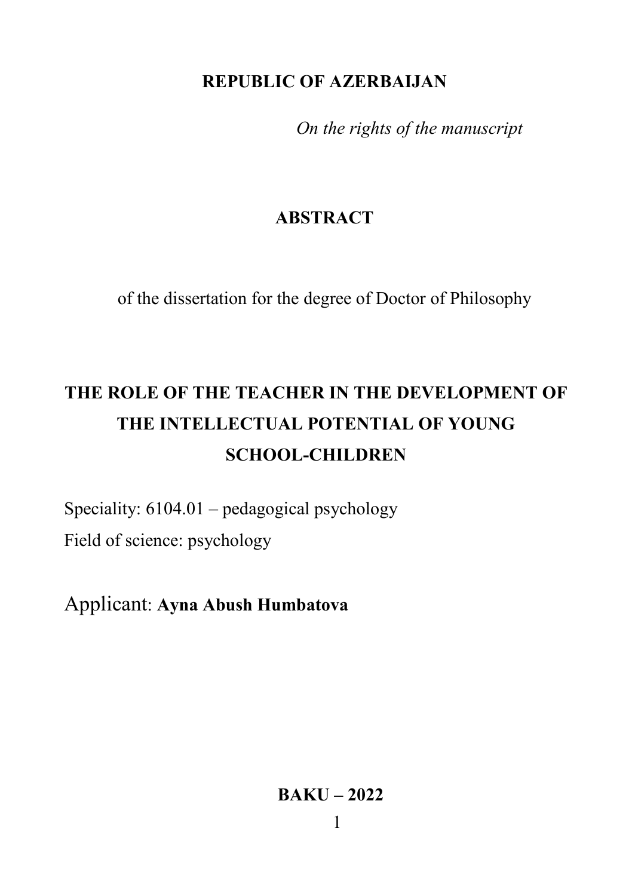**REPUBLIC OF AZERBAIJAN**

*On the rights of the manuscript*

# ABSTRACT

of the dissertation for the degree of Doctor of Philosophy

# THE ROLE OF THE TEACHER IN THE DEVELOPMENT OF THE INTELLECTUAL POTENTIAL OF YOUNG SCHOOL-CHILDREN

Speciality: 6104.01 – pedagogical psychology

Field of science: psychology

Applicant: **Ayna Abush Humbatova**

**BAKU – 2022**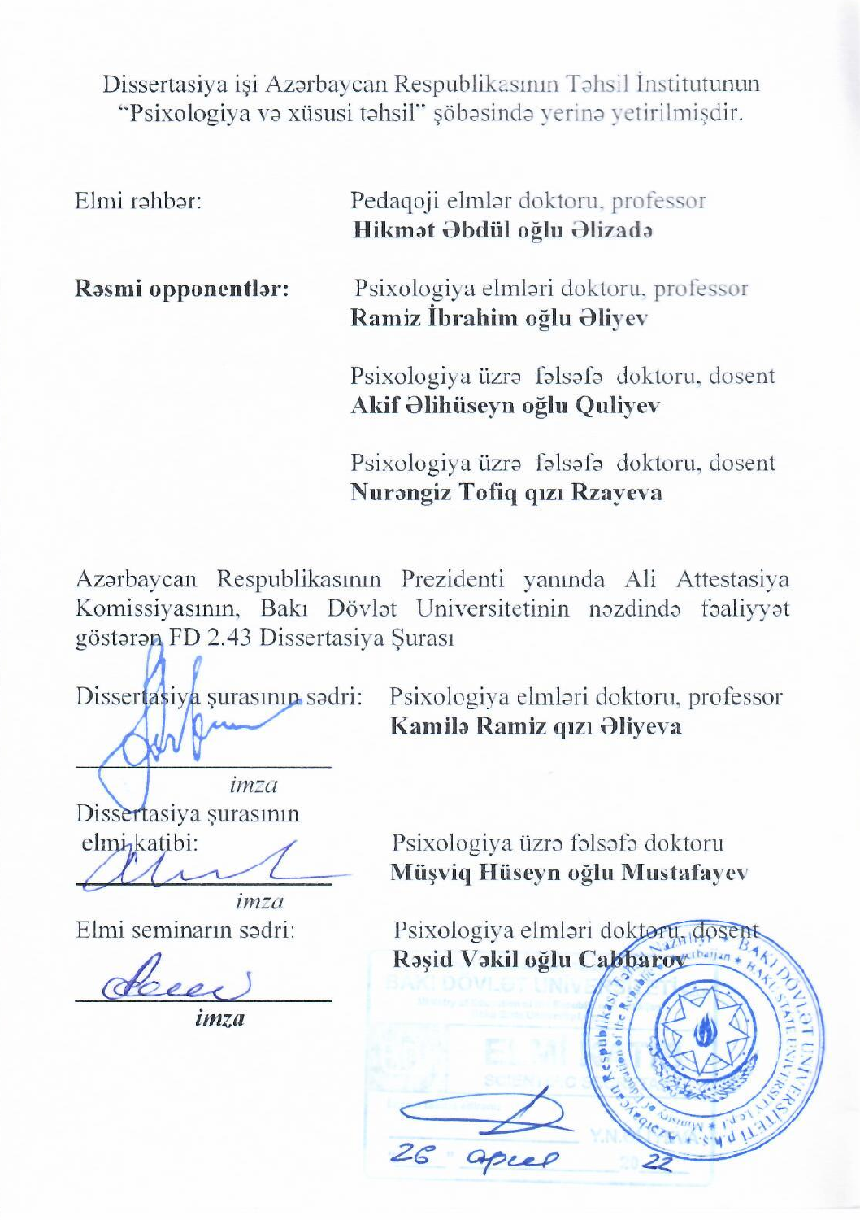Dissertasiya işi Azərbaycan Respublikasının Təhsil İnstitutunun "Psixologiya və xüsusi təhsil" şöbəsində yerinə yetirilmişdir.

Elmi rəhbər: Pedaqoji elmlər doktoru, professor
**Hikmət Əbdül oğlu Əlizadə**

**Rəsmi opponentlər:** Psixologiya elmləri doktoru, professor
**Ramiz İbrahim oğlu Əliyev**

Psixologiya üzrə fəlsəfə doktoru, dosent
**Akif Əlihüseyn oğlu Quliyev**

Psixologiya üzrə fəlsəfə doktoru, dosent
**Nurəngiz Tofiq qızı Rzayeva**

Azərbaycan Respublikasının Prezidenti yanında Ali Attestasiya Komissiyasının, Bakı Dövlət Universitetinin nəzdində fəaliyyət göstərən FD 2.43 Dissertasiya Şurası

Dissertasiya şurasının sədri: Psixologiya elmləri doktoru, professor
**Kamilə Ramiz qızı Əliyeva**

_________________
*imza*

Dissertasiya şurasının elmi katibi: Psixologiya üzrə fəlsəfə doktoru
**Müşviq Hüseyn oğlu Mustafayev**

_________________
*imza*

Elmi seminarın sədri: Psixologiya elmləri doktoru, dosent
**Rəşid Vəkil oğlu Cabbarov**

_________________
***imza***

26 aprel 2022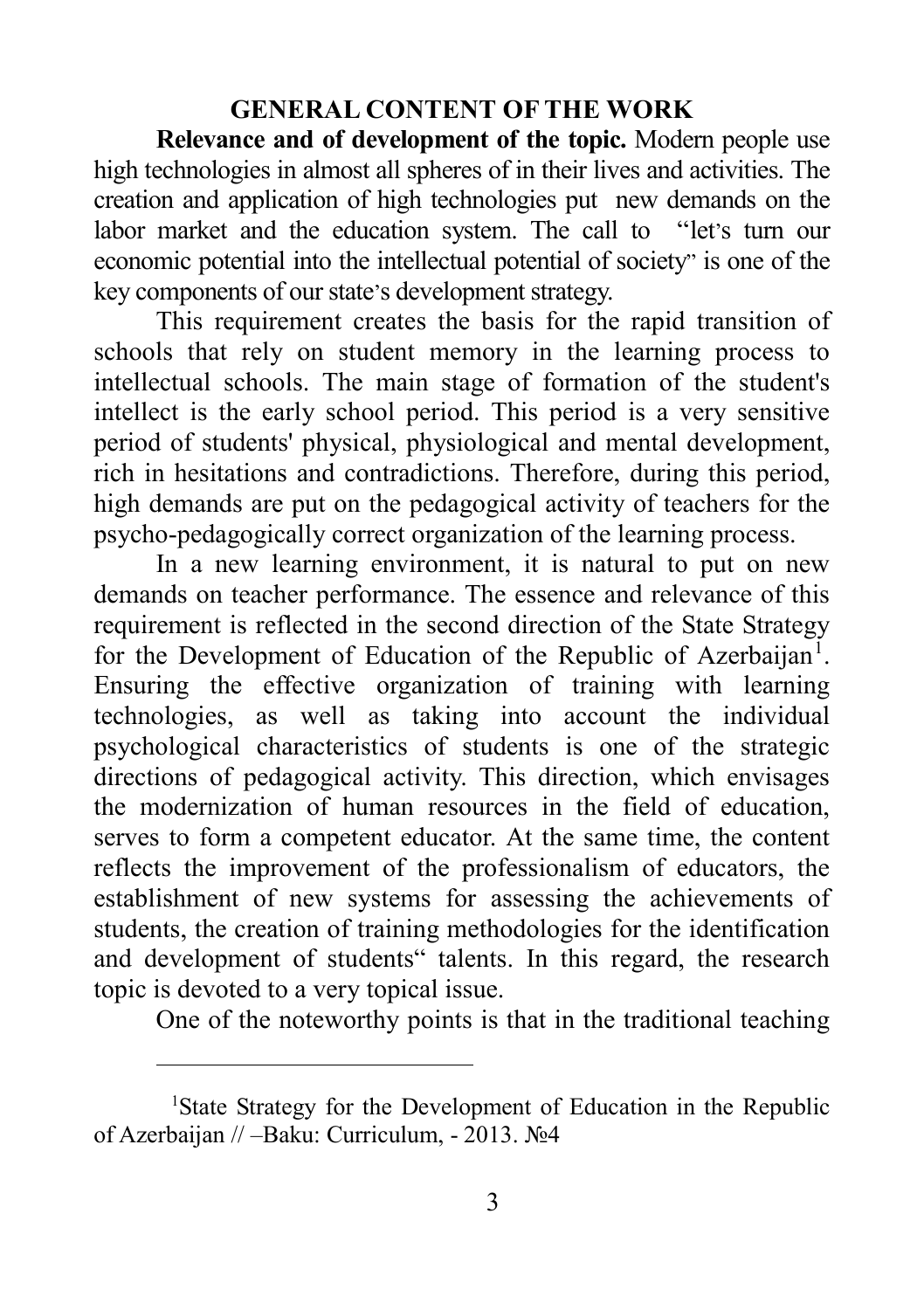## GENERAL CONTENT OF THE WORK

**Relevance and of development of the topic.** Modern people use high technologies in almost all spheres of in their lives and activities. The creation and application of high technologies put new demands on the labor market and the education system. The call to "let's turn our economic potential into the intellectual potential of society" is one of the key components of our state's development strategy.

This requirement creates the basis for the rapid transition of schools that rely on student memory in the learning process to intellectual schools. The main stage of formation of the student's intellect is the early school period. This period is a very sensitive period of students' physical, physiological and mental development, rich in hesitations and contradictions. Therefore, during this period, high demands are put on the pedagogical activity of teachers for the psycho-pedagogically correct organization of the learning process.

In a new learning environment, it is natural to put on new demands on teacher performance. The essence and relevance of this requirement is reflected in the second direction of the State Strategy for the Development of Education of the Republic of Azerbaijan[1]. Ensuring the effective organization of training with learning technologies, as well as taking into account the individual psychological characteristics of students is one of the strategic directions of pedagogical activity. This direction, which envisages the modernization of human resources in the field of education, serves to form a competent educator. At the same time, the content reflects the improvement of the professionalism of educators, the establishment of new systems for assessing the achievements of students, the creation of training methodologies for the identification and development of students" talents. In this regard, the research topic is devoted to a very topical issue.

One of the noteworthy points is that in the traditional teaching

---

[1] State Strategy for the Development of Education in the Republic of Azerbaijan // –Baku: Curriculum, - 2013. №4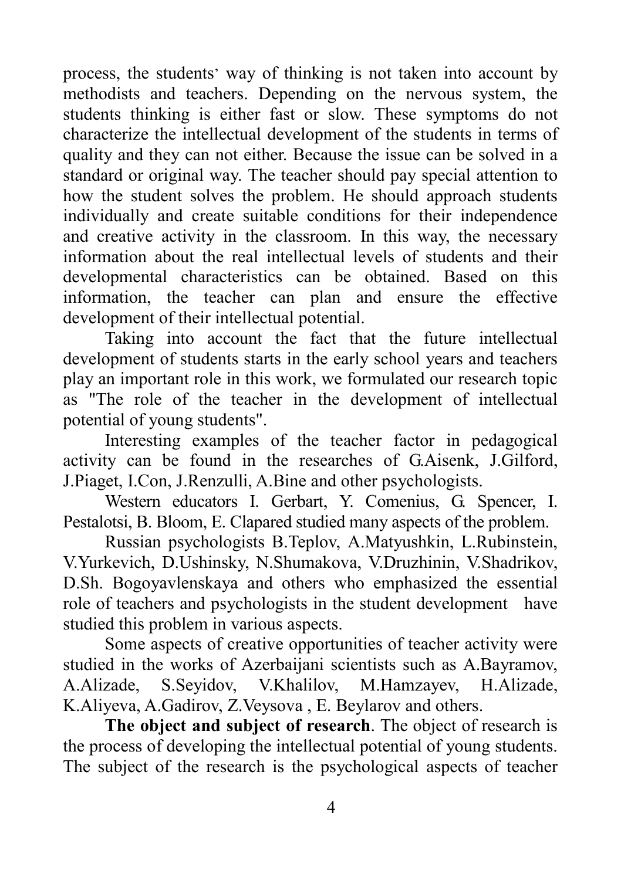process, the students' way of thinking is not taken into account by methodists and teachers. Depending on the nervous system, the students thinking is either fast or slow. These symptoms do not characterize the intellectual development of the students in terms of quality and they can not either. Because the issue can be solved in a standard or original way. The teacher should pay special attention to how the student solves the problem. He should approach students individually and create suitable conditions for their independence and creative activity in the classroom. In this way, the necessary information about the real intellectual levels of students and their developmental characteristics can be obtained. Based on this information, the teacher can plan and ensure the effective development of their intellectual potential.

Taking into account the fact that the future intellectual development of students starts in the early school years and teachers play an important role in this work, we formulated our research topic as "The role of the teacher in the development of intellectual potential of young students".

Interesting examples of the teacher factor in pedagogical activity can be found in the researches of G.Aisenk, J.Gilford, J.Piaget, I.Con, J.Renzulli, A.Bine and other psychologists.

Western educators I. Gerbart, Y. Comenius, G. Spencer, I. Pestalotsi, B. Bloom, E. Clapared studied many aspects of the problem.

Russian psychologists B.Teplov, A.Matyushkin, L.Rubinstein, V.Yurkevich, D.Ushinsky, N.Shumakova, V.Druzhinin, V.Shadrikov, D.Sh. Bogoyavlenskaya and others who emphasized the essential role of teachers and psychologists in the student development have studied this problem in various aspects.

Some aspects of creative opportunities of teacher activity were studied in the works of Azerbaijani scientists such as A.Bayramov, A.Alizade, S.Seyidov, V.Khalilov, M.Hamzayev, H.Alizade, K.Aliyeva, A.Gadirov, Z.Veysova , E. Beylarov and others.

**The object and subject of research**. The object of research is the process of developing the intellectual potential of young students. The subject of the research is the psychological aspects of teacher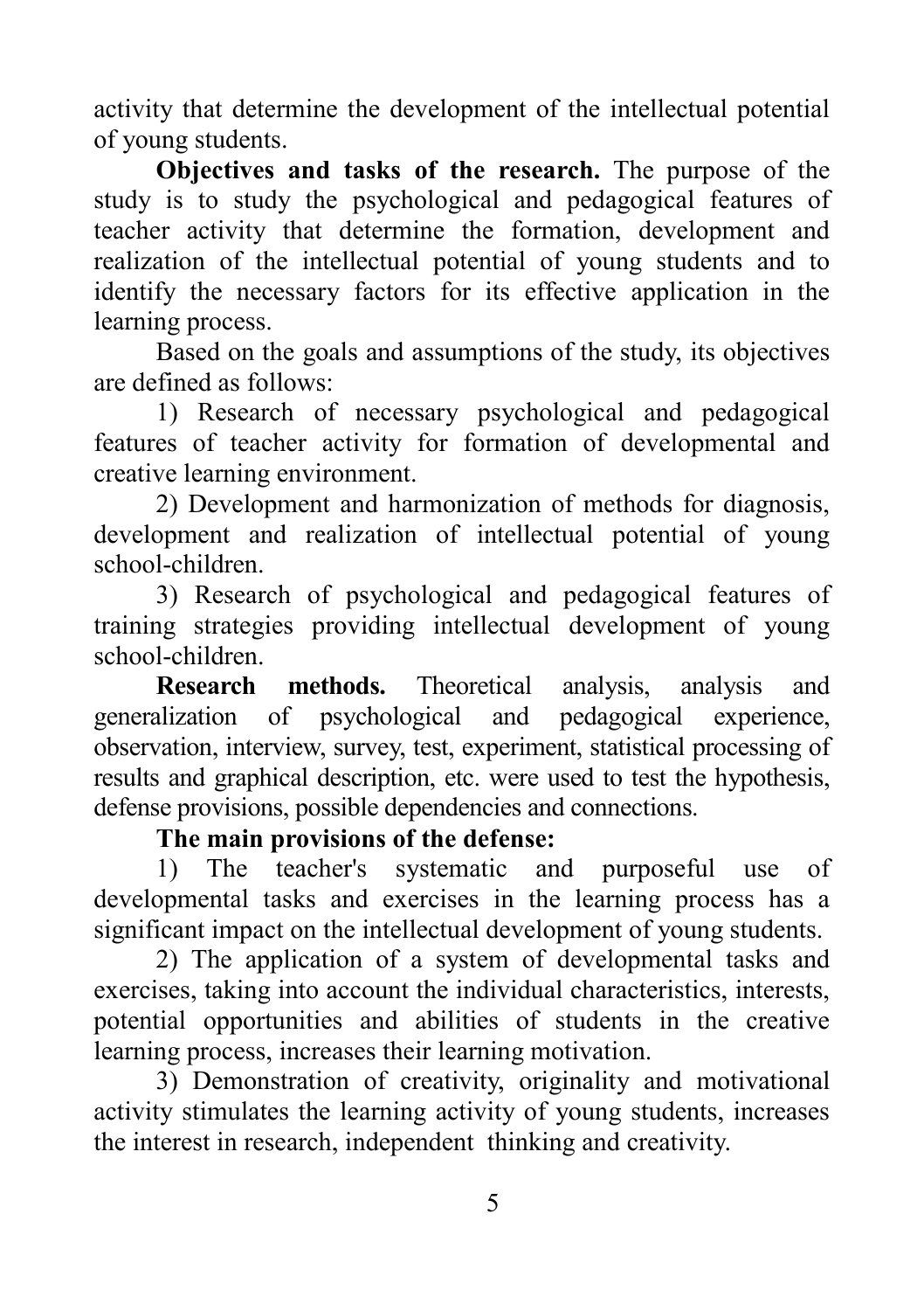activity that determine the development of the intellectual potential of young students.

**Objectives and tasks of the research.** The purpose of the study is to study the psychological and pedagogical features of teacher activity that determine the formation, development and realization of the intellectual potential of young students and to identify the necessary factors for its effective application in the learning process.

Based on the goals and assumptions of the study, its objectives are defined as follows:

1) Research of necessary psychological and pedagogical features of teacher activity for formation of developmental and creative learning environment.

2) Development and harmonization of methods for diagnosis, development and realization of intellectual potential of young school-children.

3) Research of psychological and pedagogical features of training strategies providing intellectual development of young school-children.

**Research methods.** Theoretical analysis, analysis and generalization of psychological and pedagogical experience, observation, interview, survey, test, experiment, statistical processing of results and graphical description, etc. were used to test the hypothesis, defense provisions, possible dependencies and connections.

**The main provisions of the defense:**

1) The teacher's systematic and purposeful use of developmental tasks and exercises in the learning process has a significant impact on the intellectual development of young students.

2) The application of a system of developmental tasks and exercises, taking into account the individual characteristics, interests, potential opportunities and abilities of students in the creative learning process, increases their learning motivation.

3) Demonstration of creativity, originality and motivational activity stimulates the learning activity of young students, increases the interest in research, independent thinking and creativity.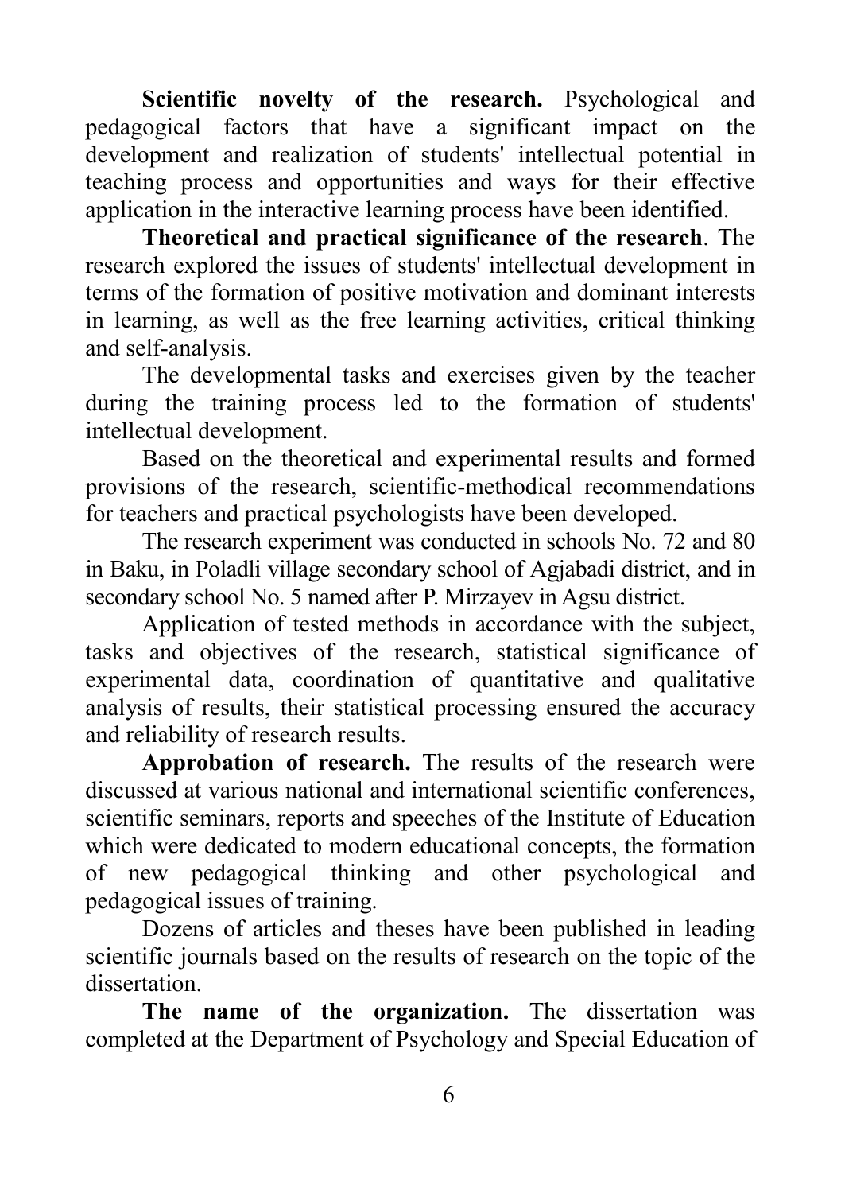**Scientific novelty of the research.** Psychological and pedagogical factors that have a significant impact on the development and realization of students' intellectual potential in teaching process and opportunities and ways for their effective application in the interactive learning process have been identified.

**Theoretical and practical significance of the research**. The research explored the issues of students' intellectual development in terms of the formation of positive motivation and dominant interests in learning, as well as the free learning activities, critical thinking and self-analysis.

The developmental tasks and exercises given by the teacher during the training process led to the formation of students' intellectual development.

Based on the theoretical and experimental results and formed provisions of the research, scientific-methodical recommendations for teachers and practical psychologists have been developed.

The research experiment was conducted in schools No. 72 and 80 in Baku, in Poladli village secondary school of Agjabadi district, and in secondary school No. 5 named after P. Mirzayev in Agsu district.

Application of tested methods in accordance with the subject, tasks and objectives of the research, statistical significance of experimental data, coordination of quantitative and qualitative analysis of results, their statistical processing ensured the accuracy and reliability of research results.

**Approbation of research.** The results of the research were discussed at various national and international scientific conferences, scientific seminars, reports and speeches of the Institute of Education which were dedicated to modern educational concepts, the formation of new pedagogical thinking and other psychological and pedagogical issues of training.

Dozens of articles and theses have been published in leading scientific journals based on the results of research on the topic of the dissertation.

**The name of the organization.** The dissertation was completed at the Department of Psychology and Special Education of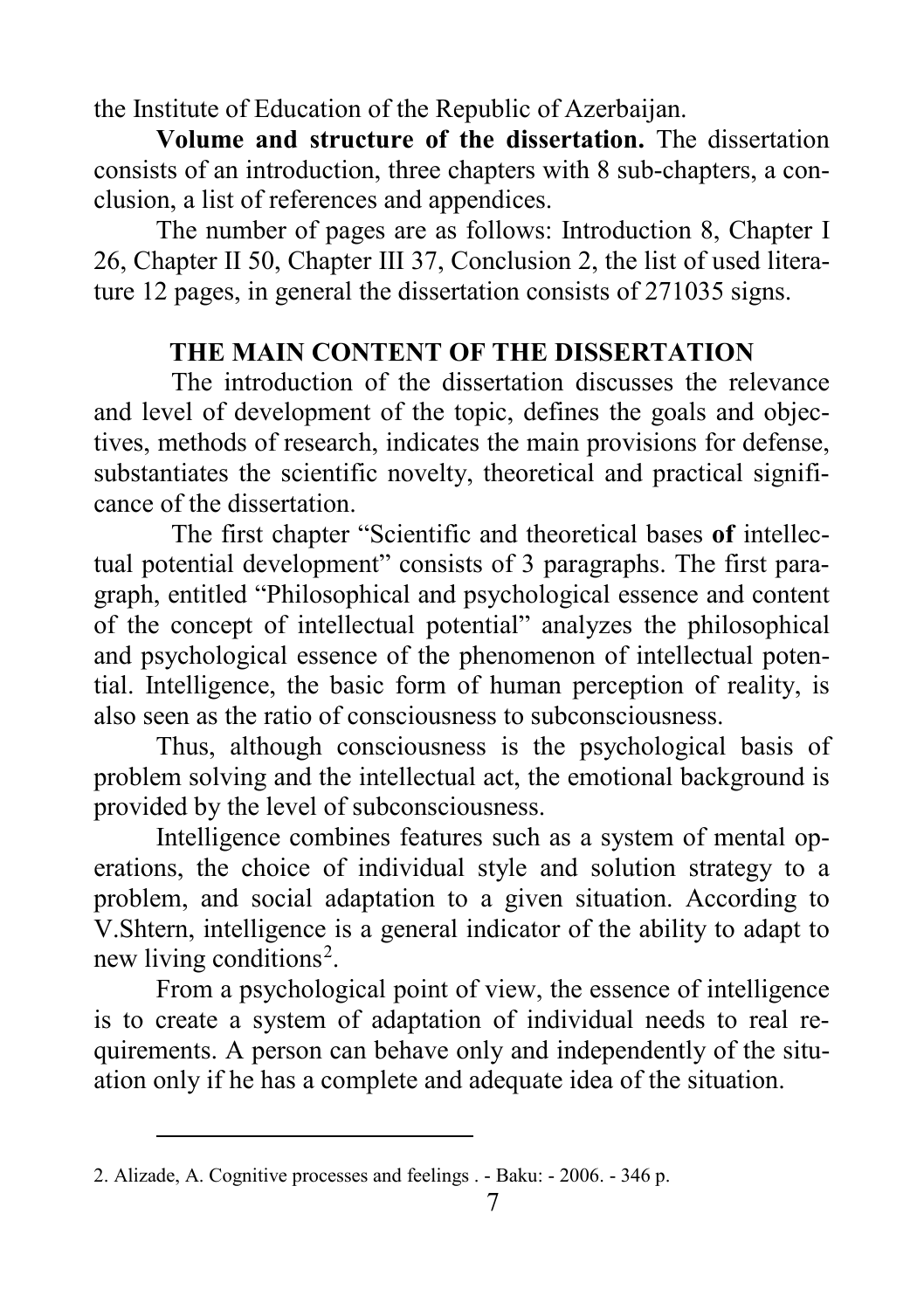the Institute of Education of the Republic of Azerbaijan.

**Volume and structure of the dissertation.** The dissertation consists of an introduction, three chapters with 8 sub-chapters, a conclusion, a list of references and appendices.

The number of pages are as follows: Introduction 8, Chapter I 26, Chapter II 50, Chapter III 37, Conclusion 2, the list of used literature 12 pages, in general the dissertation consists of 271035 signs.

## THE MAIN CONTENT OF THE DISSERTATION

The introduction of the dissertation discusses the relevance and level of development of the topic, defines the goals and objectives, methods of research, indicates the main provisions for defense, substantiates the scientific novelty, theoretical and practical significance of the dissertation.

The first chapter "Scientific and theoretical bases **of** intellectual potential development" consists of 3 paragraphs. The first paragraph, entitled "Philosophical and psychological essence and content of the concept of intellectual potential" analyzes the philosophical and psychological essence of the phenomenon of intellectual potential. Intelligence, the basic form of human perception of reality, is also seen as the ratio of consciousness to subconsciousness.

Thus, although consciousness is the psychological basis of problem solving and the intellectual act, the emotional background is provided by the level of subconsciousness.

Intelligence combines features such as a system of mental operations, the choice of individual style and solution strategy to a problem, and social adaptation to a given situation. According to V.Shtern, intelligence is a general indicator of the ability to adapt to new living conditions[2].

From a psychological point of view, the essence of intelligence is to create a system of adaptation of individual needs to real requirements. A person can behave only and independently of the situation only if he has a complete and adequate idea of the situation.

---

2. Alizade, A. Cognitive processes and feelings . - Baku: - 2006. - 346 p.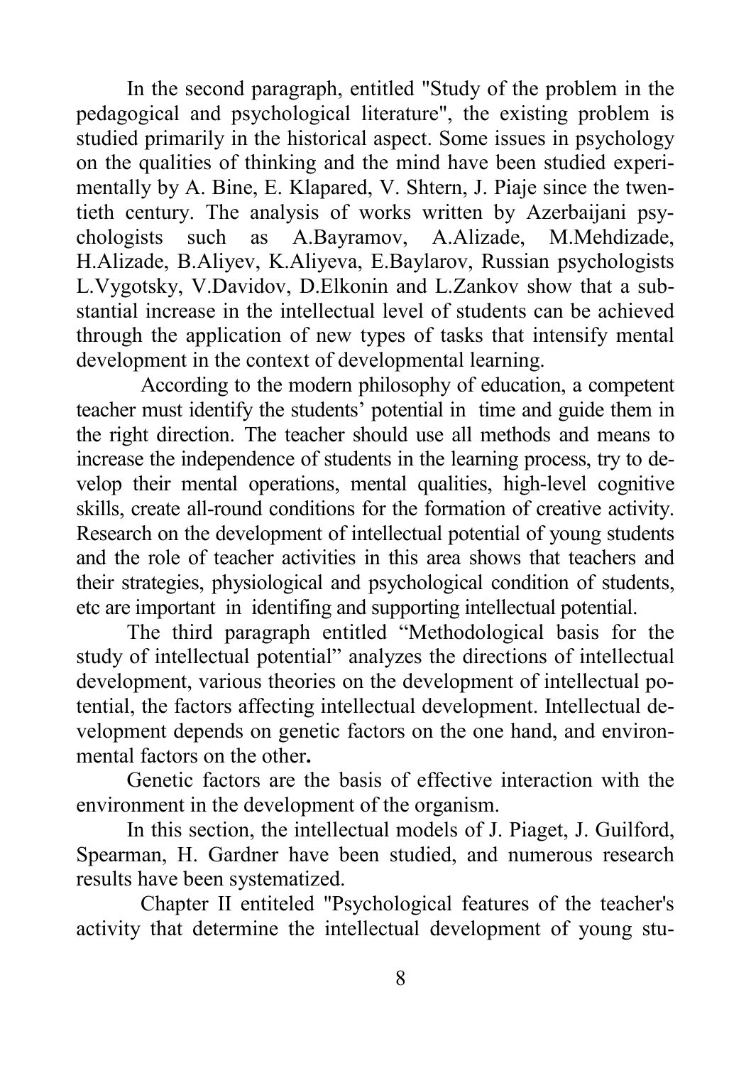In the second paragraph, entitled "Study of the problem in the pedagogical and psychological literature", the existing problem is studied primarily in the historical aspect. Some issues in psychology on the qualities of thinking and the mind have been studied experimentally by A. Bine, E. Klapared, V. Shtern, J. Piaje since the twentieth century. The analysis of works written by Azerbaijani psychologists such as A.Bayramov, A.Alizade, M.Mehdizade, H.Alizade, B.Aliyev, K.Aliyeva, E.Baylarov, Russian psychologists L.Vygotsky, V.Davidov, D.Elkonin and L.Zankov show that a substantial increase in the intellectual level of students can be achieved through the application of new types of tasks that intensify mental development in the context of developmental learning.

According to the modern philosophy of education, a competent teacher must identify the students' potential in time and guide them in the right direction. The teacher should use all methods and means to increase the independence of students in the learning process, try to develop their mental operations, mental qualities, high-level cognitive skills, create all-round conditions for the formation of creative activity. Research on the development of intellectual potential of young students and the role of teacher activities in this area shows that teachers and their strategies, physiological and psychological condition of students, etc are important in identifing and supporting intellectual potential.

The third paragraph entitled "Methodological basis for the study of intellectual potential" analyzes the directions of intellectual development, various theories on the development of intellectual potential, the factors affecting intellectual development. Intellectual development depends on genetic factors on the one hand, and environmental factors on the other**.**

Genetic factors are the basis of effective interaction with the environment in the development of the organism.

In this section, the intellectual models of J. Piaget, J. Guilford, Spearman, H. Gardner have been studied, and numerous research results have been systematized.

Chapter II entiteled "Psychological features of the teacher's activity that determine the intellectual development of young stu-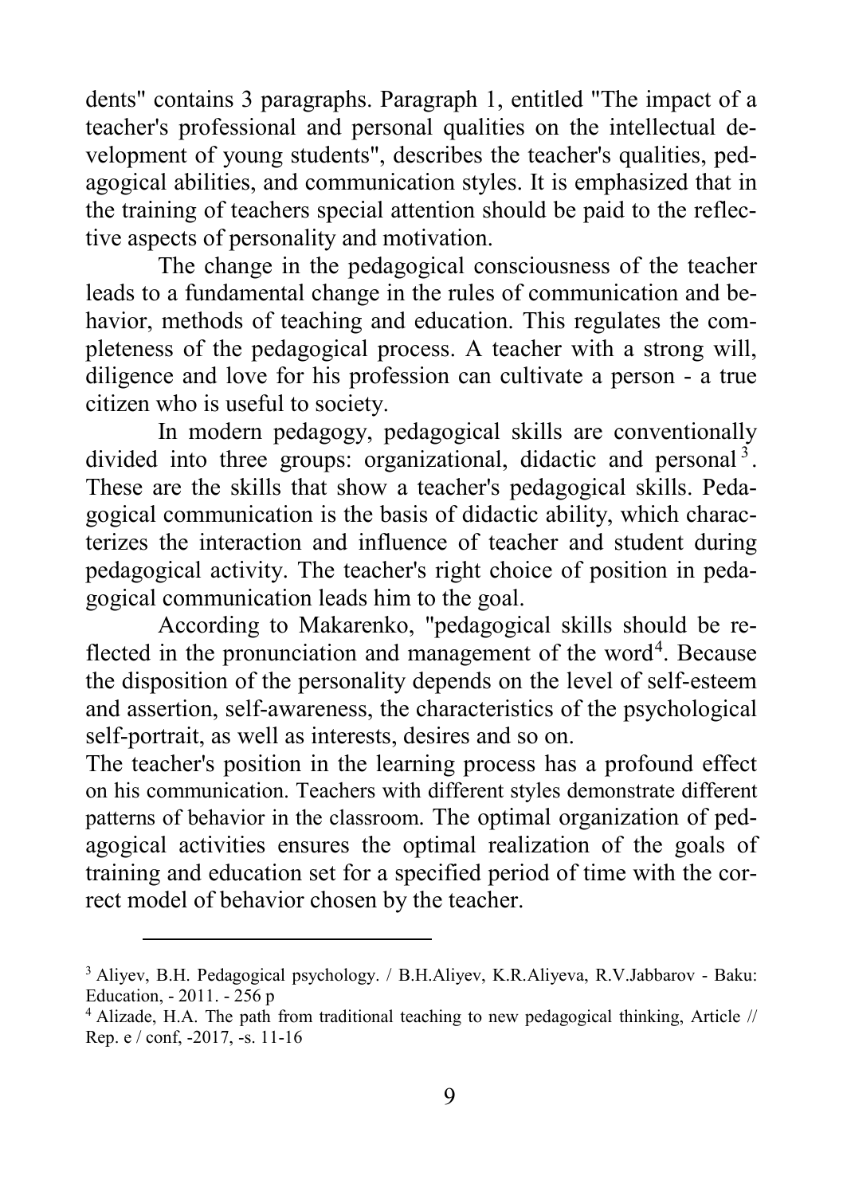dents" contains 3 paragraphs. Paragraph 1, entitled "The impact of a teacher's professional and personal qualities on the intellectual development of young students", describes the teacher's qualities, pedagogical abilities, and communication styles. It is emphasized that in the training of teachers special attention should be paid to the reflective aspects of personality and motivation.

The change in the pedagogical consciousness of the teacher leads to a fundamental change in the rules of communication and behavior, methods of teaching and education. This regulates the completeness of the pedagogical process. A teacher with a strong will, diligence and love for his profession can cultivate a person - a true citizen who is useful to society.

In modern pedagogy, pedagogical skills are conventionally divided into three groups: organizational, didactic and personal[3]. These are the skills that show a teacher's pedagogical skills. Pedagogical communication is the basis of didactic ability, which characterizes the interaction and influence of teacher and student during pedagogical activity. The teacher's right choice of position in pedagogical communication leads him to the goal.

According to Makarenko, "pedagogical skills should be reflected in the pronunciation and management of the word[4]. Because the disposition of the personality depends on the level of self-esteem and assertion, self-awareness, the characteristics of the psychological self-portrait, as well as interests, desires and so on.

The teacher's position in the learning process has a profound effect on his communication. Teachers with different styles demonstrate different patterns of behavior in the classroom. The optimal organization of pedagogical activities ensures the optimal realization of the goals of training and education set for a specified period of time with the correct model of behavior chosen by the teacher.

---

[3] Aliyev, B.H. Pedagogical psychology. / B.H.Aliyev, K.R.Aliyeva, R.V.Jabbarov - Baku: Education, - 2011. - 256 p

[4] Alizade, H.A. The path from traditional teaching to new pedagogical thinking, Article // Rep. e / conf, -2017, -s. 11-16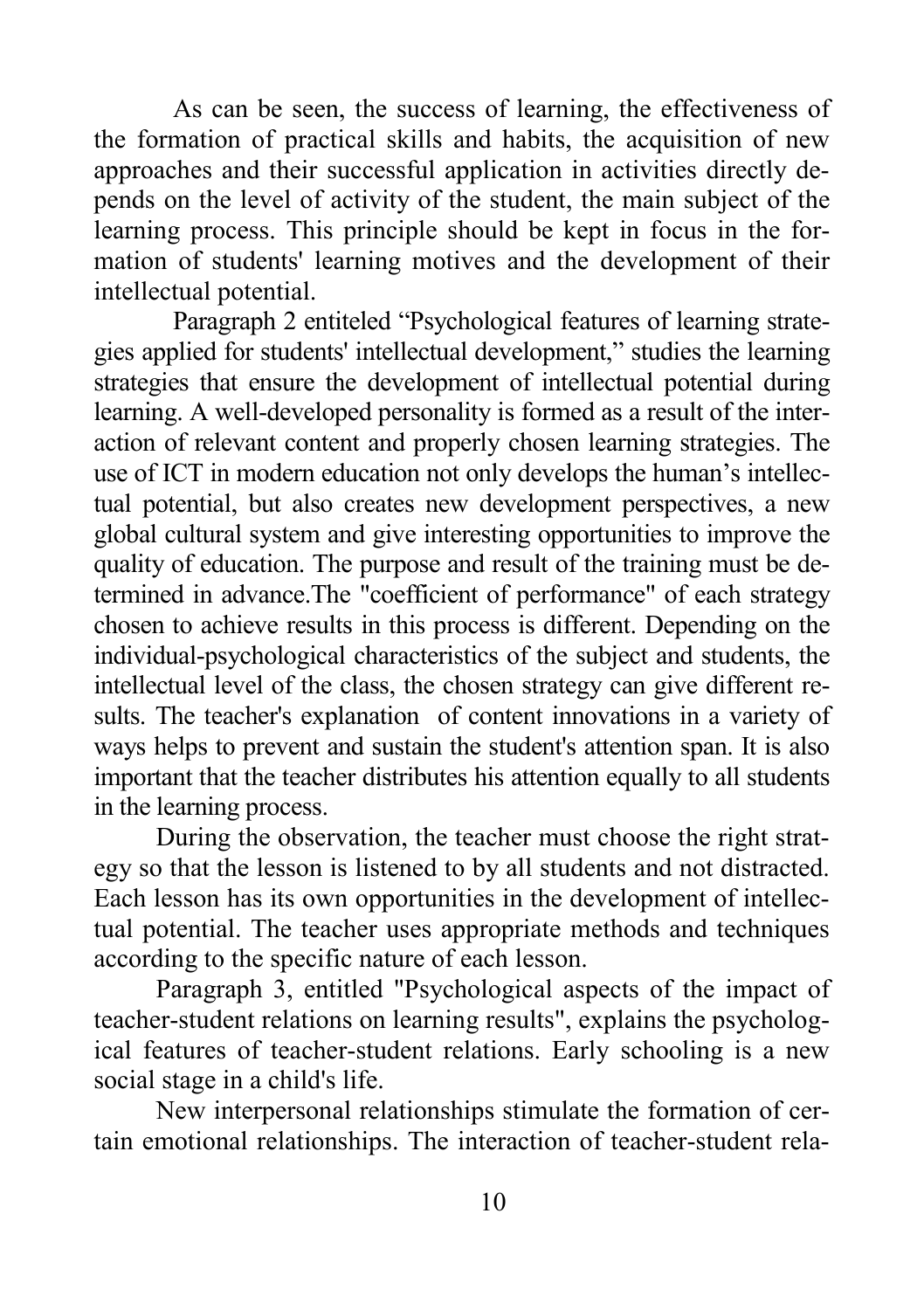As can be seen, the success of learning, the effectiveness of the formation of practical skills and habits, the acquisition of new approaches and their successful application in activities directly depends on the level of activity of the student, the main subject of the learning process. This principle should be kept in focus in the formation of students' learning motives and the development of their intellectual potential.

Paragraph 2 entiteled "Psychological features of learning strategies applied for students' intellectual development," studies the learning strategies that ensure the development of intellectual potential during learning. A well-developed personality is formed as a result of the interaction of relevant content and properly chosen learning strategies. The use of ICT in modern education not only develops the human's intellectual potential, but also creates new development perspectives, a new global cultural system and give interesting opportunities to improve the quality of education. The purpose and result of the training must be determined in advance.The "coefficient of performance" of each strategy chosen to achieve results in this process is different. Depending on the individual-psychological characteristics of the subject and students, the intellectual level of the class, the chosen strategy can give different results. The teacher's explanation  of content innovations in a variety of ways helps to prevent and sustain the student's attention span. It is also important that the teacher distributes his attention equally to all students in the learning process.

During the observation, the teacher must choose the right strategy so that the lesson is listened to by all students and not distracted. Each lesson has its own opportunities in the development of intellectual potential. The teacher uses appropriate methods and techniques according to the specific nature of each lesson.

Paragraph 3, entitled "Psychological aspects of the impact of teacher-student relations on learning results", explains the psychological features of teacher-student relations. Early schooling is a new social stage in a child's life.

New interpersonal relationships stimulate the formation of certain emotional relationships. The interaction of teacher-student rela-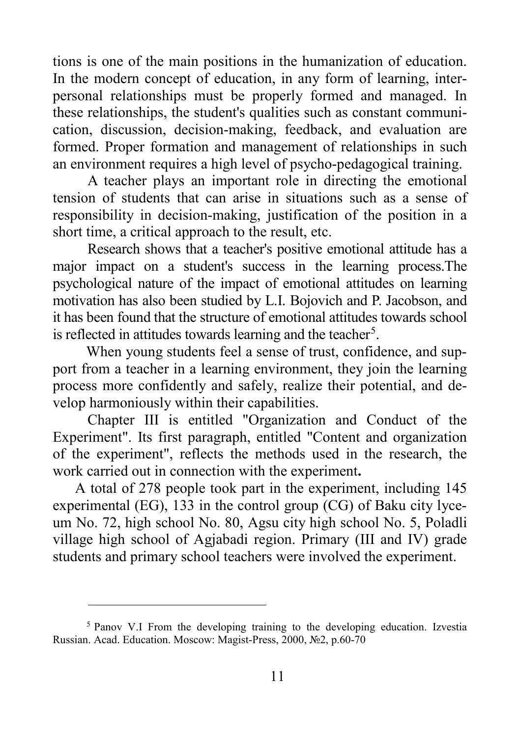tions is one of the main positions in the humanization of education. In the modern concept of education, in any form of learning, interpersonal relationships must be properly formed and managed. In these relationships, the student's qualities such as constant communication, discussion, decision-making, feedback, and evaluation are formed. Proper formation and management of relationships in such an environment requires a high level of psycho-pedagogical training.

A teacher plays an important role in directing the emotional tension of students that can arise in situations such as a sense of responsibility in decision-making, justification of the position in a short time, a critical approach to the result, etc.

Research shows that a teacher's positive emotional attitude has a major impact on a student's success in the learning process.The psychological nature of the impact of emotional attitudes on learning motivation has also been studied by L.I. Bojovich and P. Jacobson, and it has been found that the structure of emotional attitudes towards school is reflected in attitudes towards learning and the teacher[5].

When young students feel a sense of trust, confidence, and support from a teacher in a learning environment, they join the learning process more confidently and safely, realize their potential, and develop harmoniously within their capabilities.

Chapter III is entitled "Organization and Conduct of the Experiment". Its first paragraph, entitled "Content and organization of the experiment", reflects the methods used in the research, the work carried out in connection with the experiment.

A total of 278 people took part in the experiment, including 145 experimental (EG), 133 in the control group (CG) of Baku city lyceum No. 72, high school No. 80, Agsu city high school No. 5, Poladli village high school of Agjabadi region. Primary (III and IV) grade students and primary school teachers were involved the experiment.

---

[5] Panov V.I From the developing training to the developing education. Izvestia Russian. Acad. Education. Moscow: Magist-Press, 2000, №2, p.60-70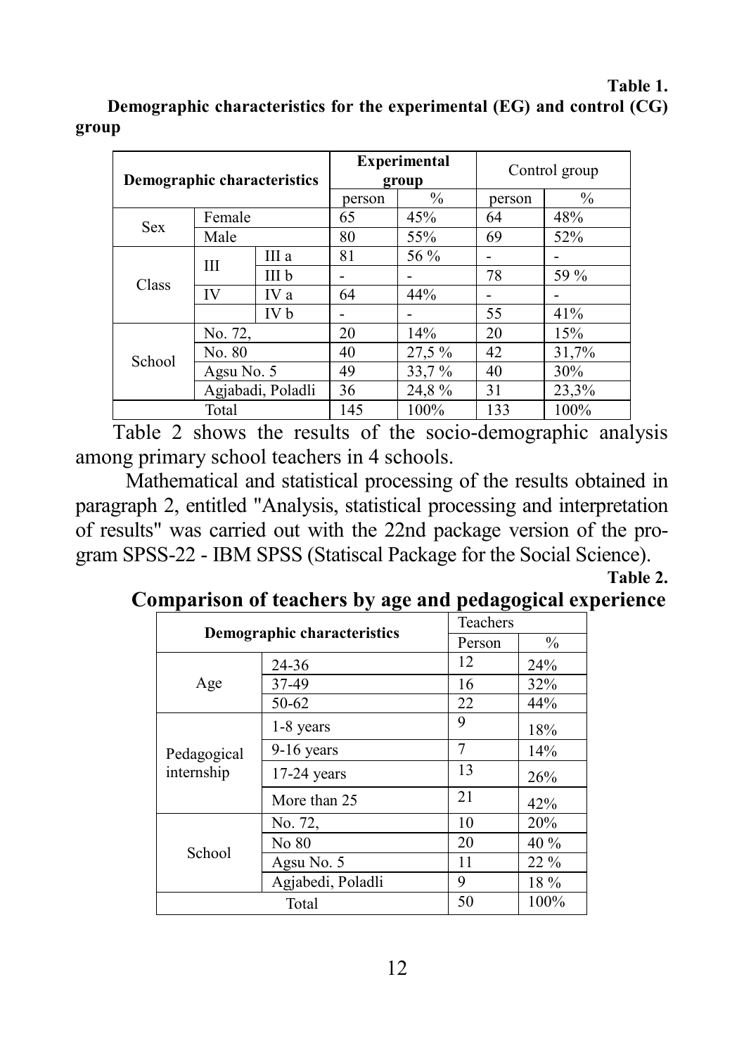**Table 1.**

**Demographic characteristics for the experimental (EG) and control (CG) group**

| Demographic characteristics | | | Experimental group | | Control group | |
|---|---|---|---|---|---|---|
| | | | person | % | person | % |
| Sex | Female | | 65 | 45% | 64 | 48% |
| | Male | | 80 | 55% | 69 | 52% |
| Class | III | III a | 81 | 56 % | - | - |
| | | III b | - | - | 78 | 59 % |
| | IV | IV a | 64 | 44% | - | - |
| | | IV b | - | - | 55 | 41% |
| School | No. 72, | | 20 | 14% | 20 | 15% |
| | No. 80 | | 40 | 27,5 % | 42 | 31,7% |
| | Agsu No. 5 | | 49 | 33,7 % | 40 | 30% |
| | Agjabadi, Poladli | | 36 | 24,8 % | 31 | 23,3% |
| Total | | | 145 | 100% | 133 | 100% |

Table 2 shows the results of the socio-demographic analysis among primary school teachers in 4 schools.

Mathematical and statistical processing of the results obtained in paragraph 2, entitled "Analysis, statistical processing and interpretation of results" was carried out with the 22nd package version of the program SPSS-22 - IBM SPSS (Statiscal Package for the Social Science).

**Table 2.**

**Comparison of teachers by age and pedagogical experience**

| Demographic characteristics | | Teachers | |
|---|---|---|---|
| | | Person | % |
| Age | 24-36 | 12 | 24% |
| | 37-49 | 16 | 32% |
| | 50-62 | 22 | 44% |
| Pedagogical internship | 1-8 years | 9 | 18% |
| | 9-16 years | 7 | 14% |
| | 17-24 years | 13 | 26% |
| | More than 25 | 21 | 42% |
| School | No. 72, | 10 | 20% |
| | No 80 | 20 | 40 % |
| | Agsu No. 5 | 11 | 22 % |
| | Agjabedi, Poladli | 9 | 18 % |
| Total | | 50 | 100% |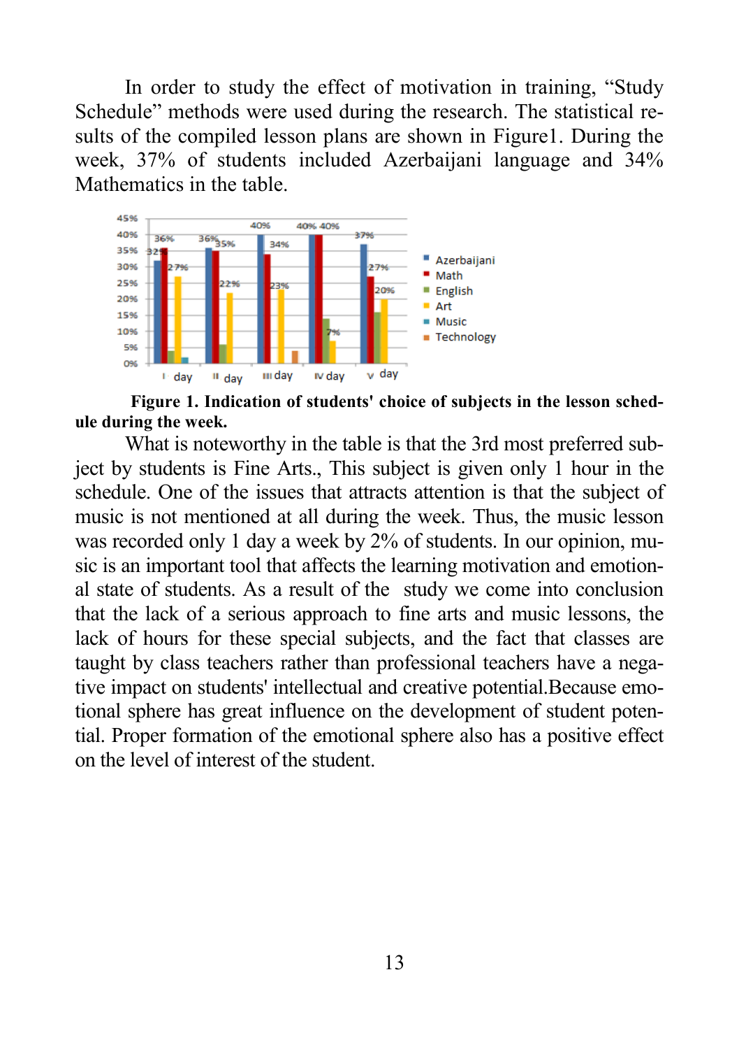In order to study the effect of motivation in training, "Study Schedule" methods were used during the research. The statistical results of the compiled lesson plans are shown in Figure1. During the week, 37% of students included Azerbaijani language and 34% Mathematics in the table.

**Figure 1. Indication of students' choice of subjects in the lesson schedule during the week.**

What is noteworthy in the table is that the 3rd most preferred subject by students is Fine Arts., This subject is given only 1 hour in the schedule. One of the issues that attracts attention is that the subject of music is not mentioned at all during the week. Thus, the music lesson was recorded only 1 day a week by 2% of students. In our opinion, music is an important tool that affects the learning motivation and emotional state of students. As a result of the study we come into conclusion that the lack of a serious approach to fine arts and music lessons, the lack of hours for these special subjects, and the fact that classes are taught by class teachers rather than professional teachers have a negative impact on students' intellectual and creative potential.Because emotional sphere has great influence on the development of student potential. Proper formation of the emotional sphere also has a positive effect on the level of interest of the student.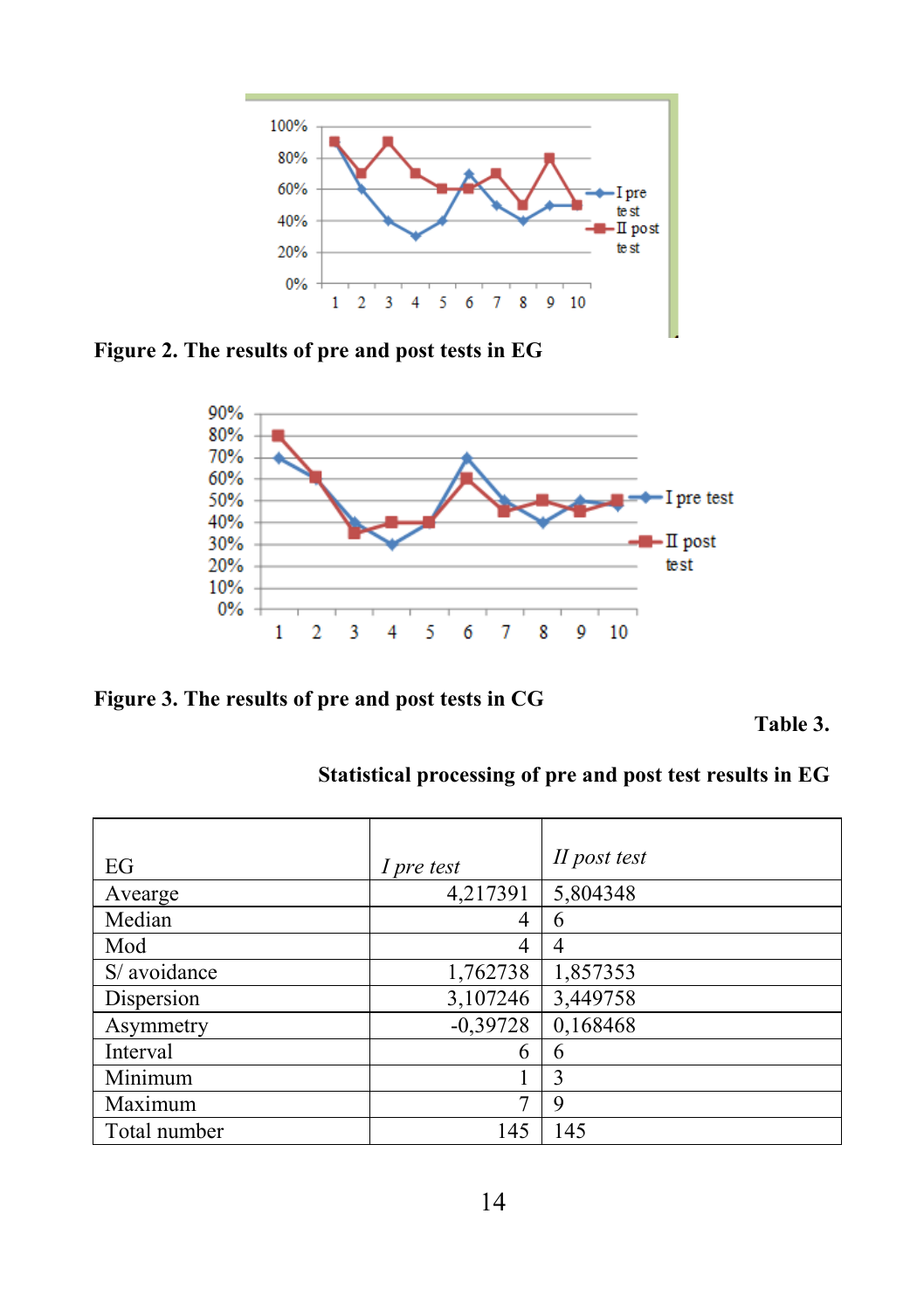**Figure 2. The results of pre and post tests in EG**

**Figure 3. The results of pre and post tests in CG**

**Table 3.**

**Statistical processing of pre and post test results in EG**

| EG | *I pre test* | *II post test* |
|---|---|---|
| Avearge | 4,217391 | 5,804348 |
| Median | 4 | 6 |
| Mod | 4 | 4 |
| S/ avoidance | 1,762738 | 1,857353 |
| Dispersion | 3,107246 | 3,449758 |
| Asymmetry | -0,39728 | 0,168468 |
| Interval | 6 | 6 |
| Minimum | 1 | 3 |
| Maximum | 7 | 9 |
| Total number | 145 | 145 |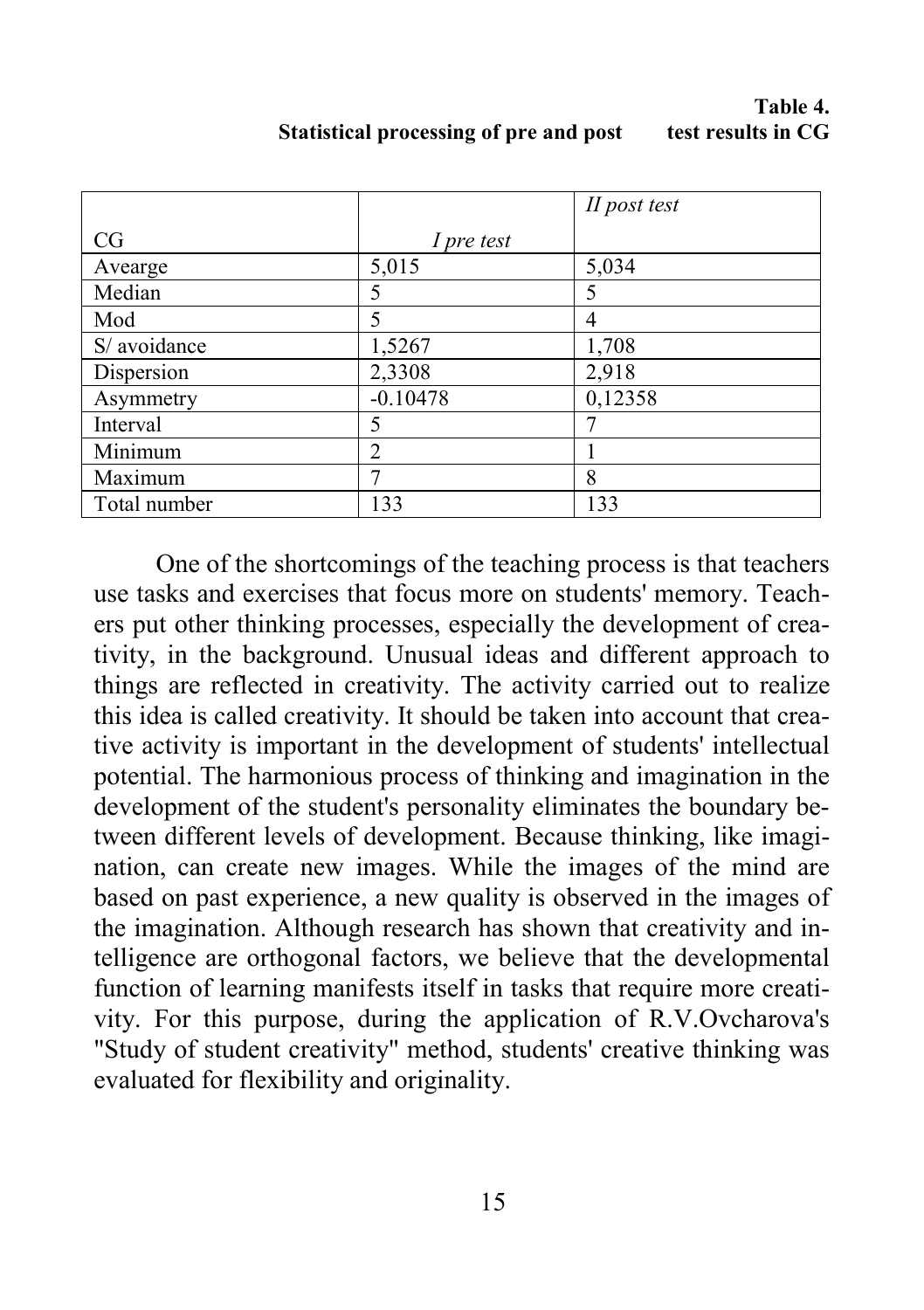**Table 4.**
**Statistical processing of pre and post test results in CG**

| CG | *I pre test* | *II post test* |
|---|---|---|
| Avearge | 5,015 | 5,034 |
| Median | 5 | 5 |
| Mod | 5 | 4 |
| S/ avoidance | 1,5267 | 1,708 |
| Dispersion | 2,3308 | 2,918 |
| Asymmetry | -0.10478 | 0,12358 |
| Interval | 5 | 7 |
| Minimum | 2 | 1 |
| Maximum | 7 | 8 |
| Total number | 133 | 133 |

One of the shortcomings of the teaching process is that teachers use tasks and exercises that focus more on students' memory. Teachers put other thinking processes, especially the development of creativity, in the background. Unusual ideas and different approach to things are reflected in creativity. The activity carried out to realize this idea is called creativity. It should be taken into account that creative activity is important in the development of students' intellectual potential. The harmonious process of thinking and imagination in the development of the student's personality eliminates the boundary between different levels of development. Because thinking, like imagination, can create new images. While the images of the mind are based on past experience, a new quality is observed in the images of the imagination. Although research has shown that creativity and intelligence are orthogonal factors, we believe that the developmental function of learning manifests itself in tasks that require more creativity. For this purpose, during the application of R.V.Ovcharova's "Study of student creativity" method, students' creative thinking was evaluated for flexibility and originality.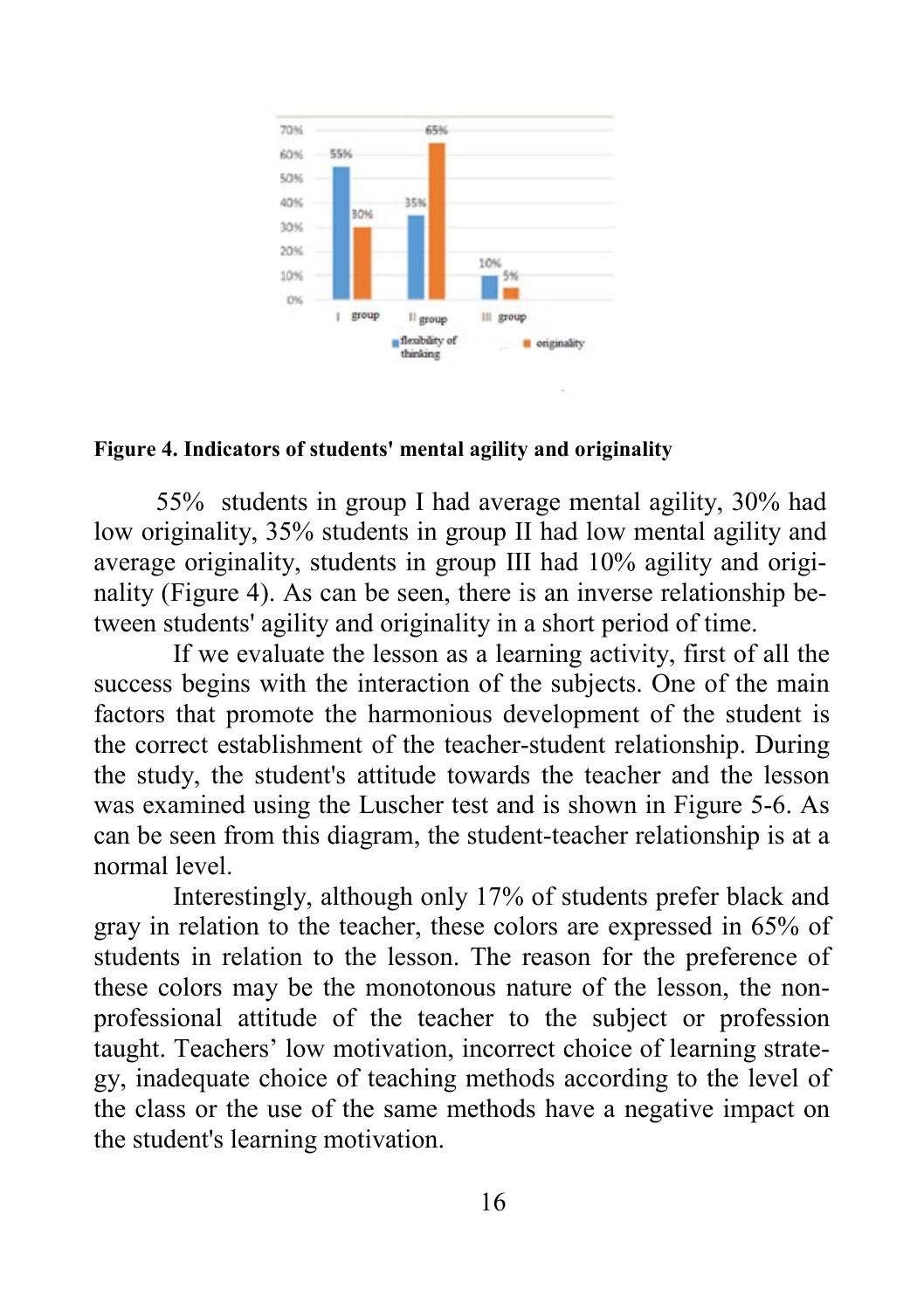**Figure 4. Indicators of students' mental agility and originality**

55% students in group I had average mental agility, 30% had low originality, 35% students in group II had low mental agility and average originality, students in group III had 10% agility and originality (Figure 4). As can be seen, there is an inverse relationship between students' agility and originality in a short period of time.

If we evaluate the lesson as a learning activity, first of all the success begins with the interaction of the subjects. One of the main factors that promote the harmonious development of the student is the correct establishment of the teacher-student relationship. During the study, the student's attitude towards the teacher and the lesson was examined using the Luscher test and is shown in Figure 5-6. As can be seen from this diagram, the student-teacher relationship is at a normal level.

Interestingly, although only 17% of students prefer black and gray in relation to the teacher, these colors are expressed in 65% of students in relation to the lesson. The reason for the preference of these colors may be the monotonous nature of the lesson, the non-professional attitude of the teacher to the subject or profession taught. Teachers' low motivation, incorrect choice of learning strategy, inadequate choice of teaching methods according to the level of the class or the use of the same methods have a negative impact on the student's learning motivation.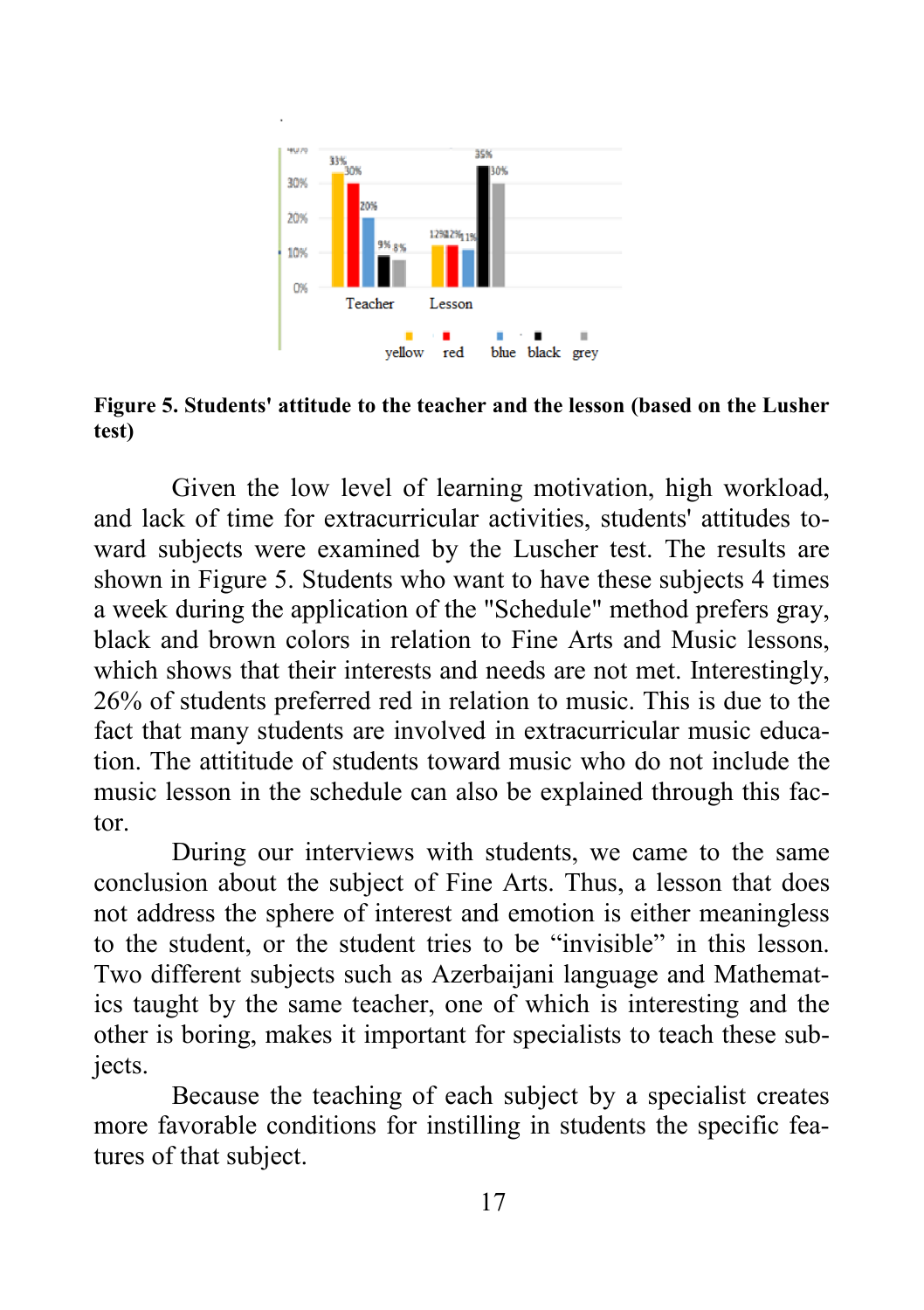**Figure 5. Students' attitude to the teacher and the lesson (based on the Lusher test)**

Given the low level of learning motivation, high workload, and lack of time for extracurricular activities, students' attitudes toward subjects were examined by the Luscher test. The results are shown in Figure 5. Students who want to have these subjects 4 times a week during the application of the "Schedule" method prefers gray, black and brown colors in relation to Fine Arts and Music lessons, which shows that their interests and needs are not met. Interestingly, 26% of students preferred red in relation to music. This is due to the fact that many students are involved in extracurricular music education. The attititude of students toward music who do not include the music lesson in the schedule can also be explained through this factor.

During our interviews with students, we came to the same conclusion about the subject of Fine Arts. Thus, a lesson that does not address the sphere of interest and emotion is either meaningless to the student, or the student tries to be "invisible" in this lesson. Two different subjects such as Azerbaijani language and Mathematics taught by the same teacher, one of which is interesting and the other is boring, makes it important for specialists to teach these subjects.

Because the teaching of each subject by a specialist creates more favorable conditions for instilling in students the specific features of that subject.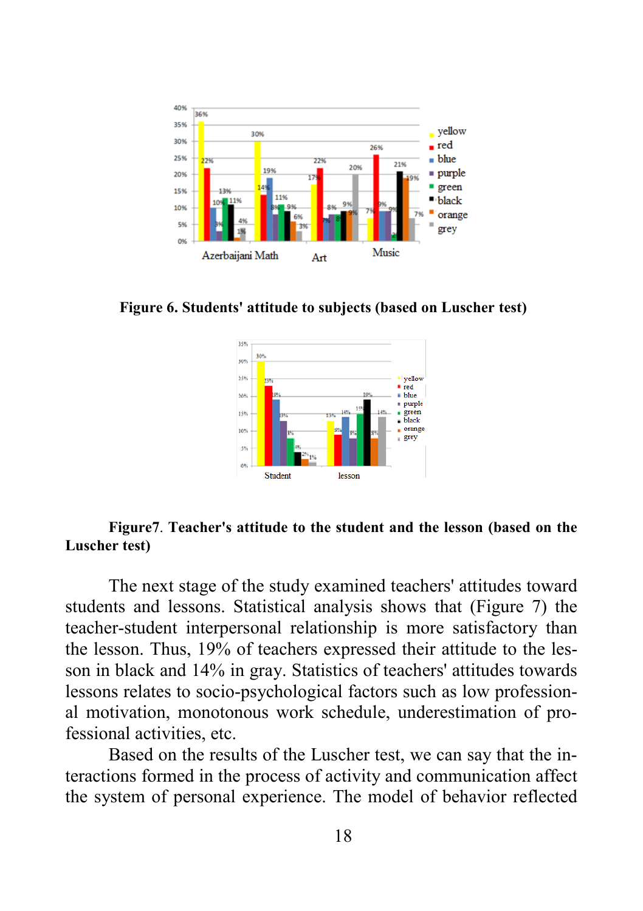**Figure 6. Students' attitude to subjects (based on Luscher test)**

**Figure7**. **Teacher's attitude to the student and the lesson (based on the Luscher test)**

The next stage of the study examined teachers' attitudes toward students and lessons. Statistical analysis shows that (Figure 7) the teacher-student interpersonal relationship is more satisfactory than the lesson. Thus, 19% of teachers expressed their attitude to the lesson in black and 14% in gray. Statistics of teachers' attitudes towards lessons relates to socio-psychological factors such as low professional motivation, monotonous work schedule, underestimation of professional activities, etc.

Based on the results of the Luscher test, we can say that the interactions formed in the process of activity and communication affect the system of personal experience. The model of behavior reflected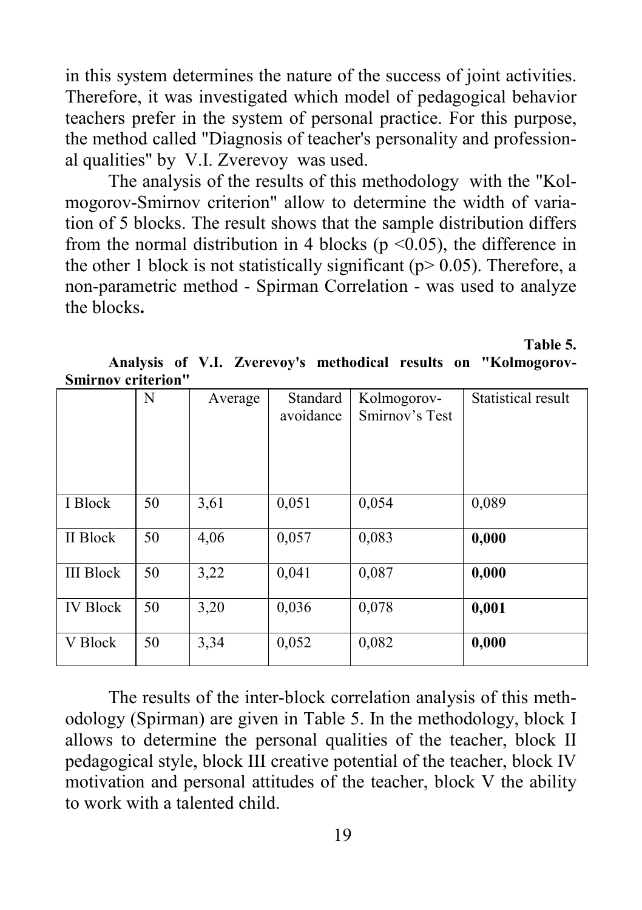in this system determines the nature of the success of joint activities. Therefore, it was investigated which model of pedagogical behavior teachers prefer in the system of personal practice. For this purpose, the method called "Diagnosis of teacher's personality and professional qualities" by V.I. Zverevoy was used.

The analysis of the results of this methodology with the "Kolmogorov-Smirnov criterion" allow to determine the width of variation of 5 blocks. The result shows that the sample distribution differs from the normal distribution in 4 blocks ($p < 0.05$), the difference in the other 1 block is not statistically significant ($p > 0.05$). Therefore, a non-parametric method - Spirman Correlation - was used to analyze the blocks**.**

**Table 5.**

**Analysis of V.I. Zverevoy's methodical results on "Kolmogorov-Smirnov criterion"**

| | N | Average | Standard avoidance | Kolmogorov-Smirnov's Test | Statistical result |
|---|---|---|---|---|---|
| I Block | 50 | 3,61 | 0,051 | 0,054 | 0,089 |
| II Block | 50 | 4,06 | 0,057 | 0,083 | **0,000** |
| III Block | 50 | 3,22 | 0,041 | 0,087 | **0,000** |
| IV Block | 50 | 3,20 | 0,036 | 0,078 | **0,001** |
| V Block | 50 | 3,34 | 0,052 | 0,082 | **0,000** |

The results of the inter-block correlation analysis of this methodology (Spirman) are given in Table 5. In the methodology, block I allows to determine the personal qualities of the teacher, block II pedagogical style, block III creative potential of the teacher, block IV motivation and personal attitudes of the teacher, block V the ability to work with a talented child.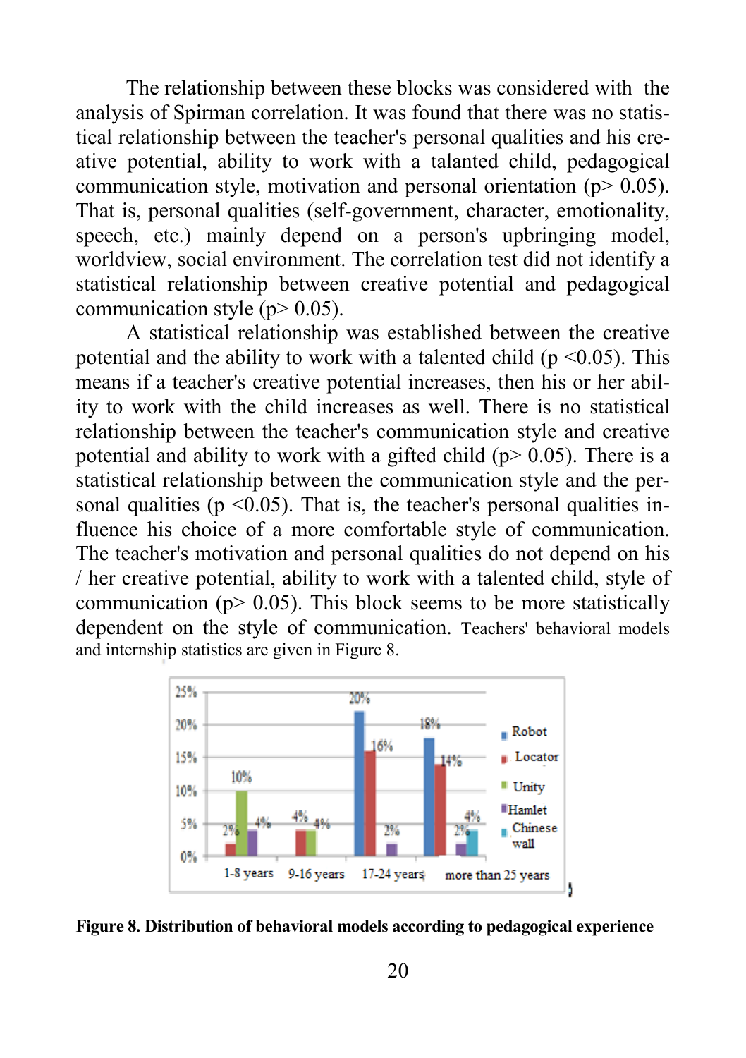The relationship between these blocks was considered with the analysis of Spirman correlation. It was found that there was no statistical relationship between the teacher's personal qualities and his creative potential, ability to work with a talanted child, pedagogical communication style, motivation and personal orientation ($p > 0.05$). That is, personal qualities (self-government, character, emotionality, speech, etc.) mainly depend on a person's upbringing model, worldview, social environment. The correlation test did not identify a statistical relationship between creative potential and pedagogical communication style ($p > 0.05$).

A statistical relationship was established between the creative potential and the ability to work with a talented child ($p < 0.05$). This means if a teacher's creative potential increases, then his or her ability to work with the child increases as well. There is no statistical relationship between the teacher's communication style and creative potential and ability to work with a gifted child ($p > 0.05$). There is a statistical relationship between the communication style and the personal qualities ($p < 0.05$). That is, the teacher's personal qualities influence his choice of a more comfortable style of communication. The teacher's motivation and personal qualities do not depend on his / her creative potential, ability to work with a talented child, style of communication ($p > 0.05$). This block seems to be more statistically dependent on the style of communication. Teachers' behavioral models and internship statistics are given in Figure 8.

**Figure 8. Distribution of behavioral models according to pedagogical experience**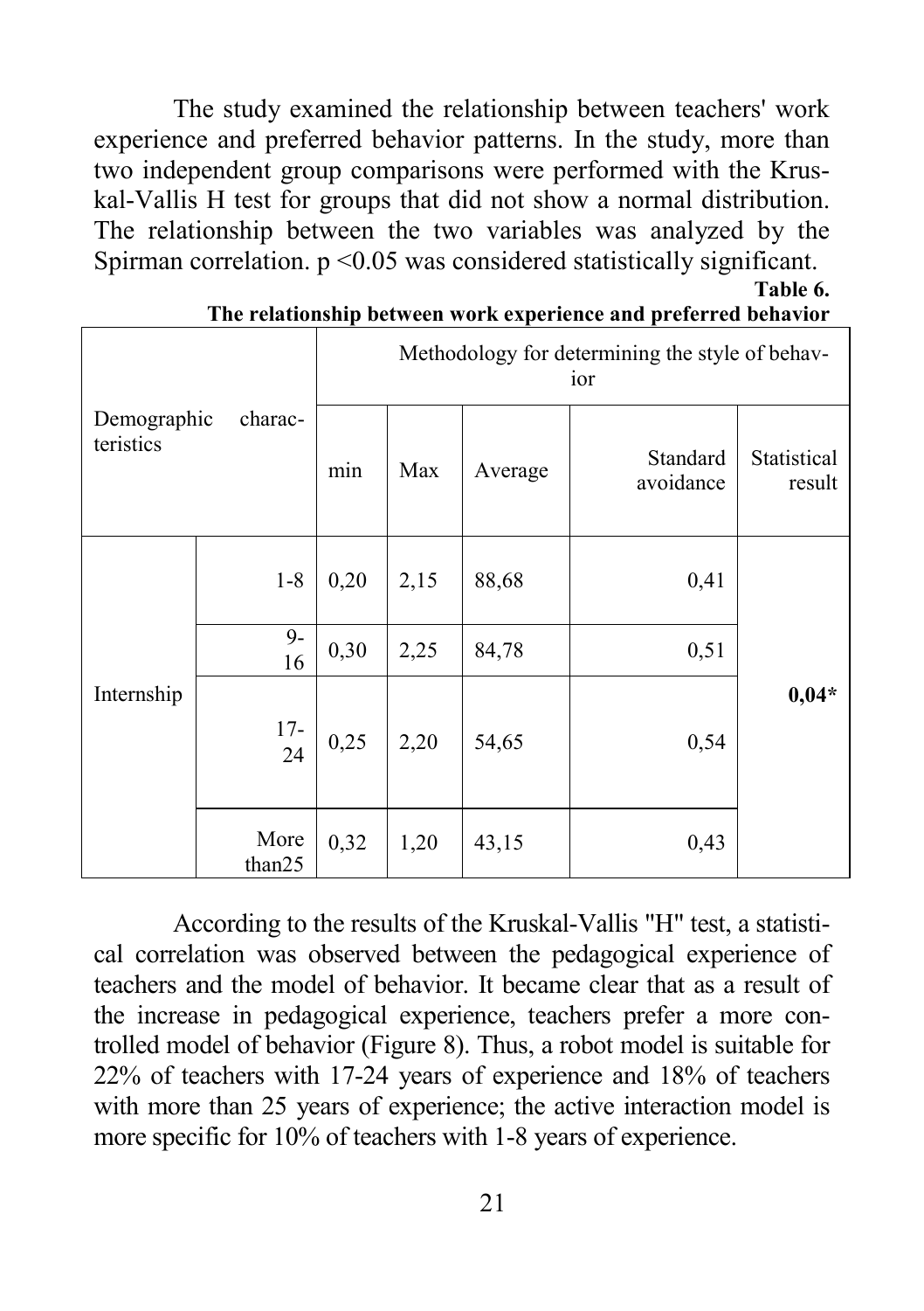The study examined the relationship between teachers' work experience and preferred behavior patterns. In the study, more than two independent group comparisons were performed with the Kruskal-Vallis H test for groups that did not show a normal distribution. The relationship between the two variables was analyzed by the Spirman correlation. $p < 0.05$ was considered statistically significant.

**Table 6.**

**The relationship between work experience and preferred behavior**

| Demographic characteristics | | Methodology for determining the style of behavior | | | | |
|---|---|---|---|---|---|---|
| | | min | Max | Average | Standard avoidance | Statistical result |
| Internship | 1-8 | 0,20 | 2,15 | 88,68 | 0,41 | **0,04*** |
| | 9-16 | 0,30 | 2,25 | 84,78 | 0,51 | |
| | 17-24 | 0,25 | 2,20 | 54,65 | 0,54 | |
| | More than25 | 0,32 | 1,20 | 43,15 | 0,43 | |

According to the results of the Kruskal-Vallis "H" test, a statistical correlation was observed between the pedagogical experience of teachers and the model of behavior. It became clear that as a result of the increase in pedagogical experience, teachers prefer a more controlled model of behavior (Figure 8). Thus, a robot model is suitable for 22% of teachers with 17-24 years of experience and 18% of teachers with more than 25 years of experience; the active interaction model is more specific for 10% of teachers with 1-8 years of experience.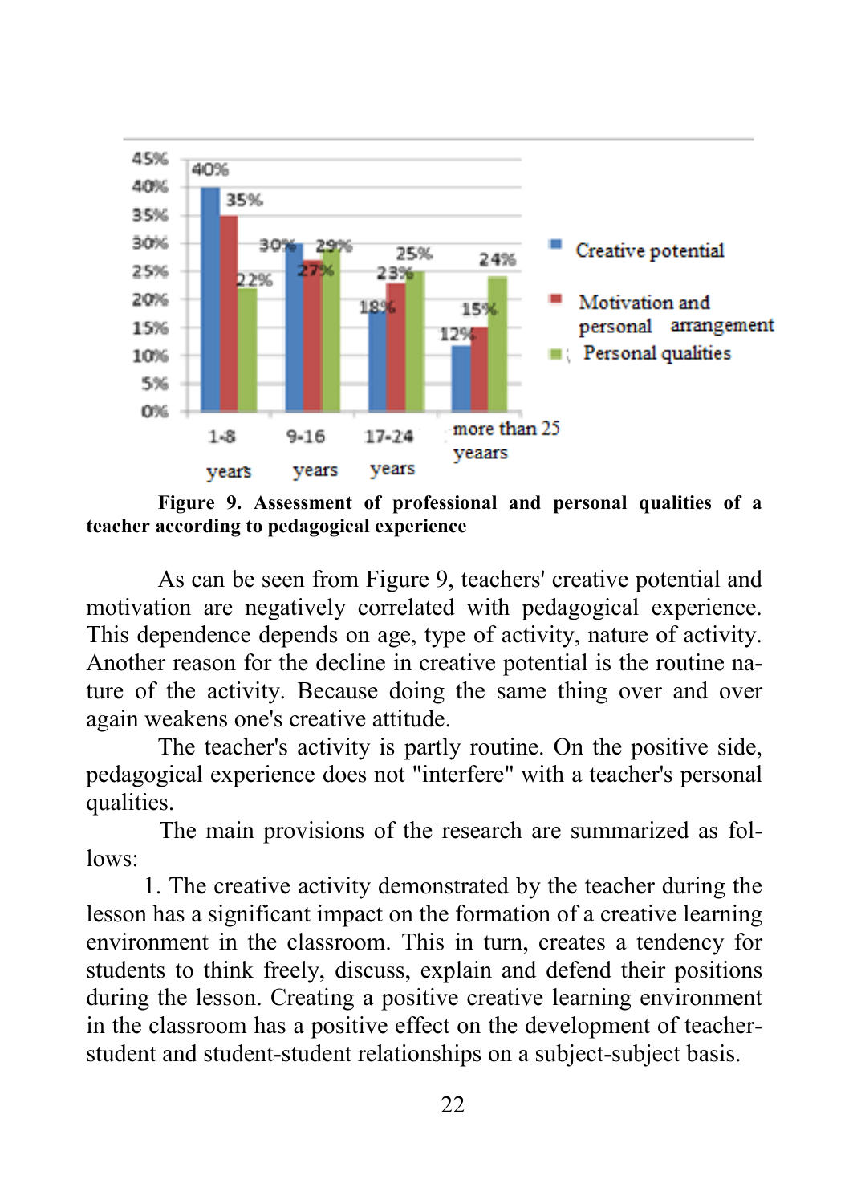**Figure 9. Assessment of professional and personal qualities of a teacher according to pedagogical experience**

As can be seen from Figure 9, teachers' creative potential and motivation are negatively correlated with pedagogical experience. This dependence depends on age, type of activity, nature of activity. Another reason for the decline in creative potential is the routine nature of the activity. Because doing the same thing over and over again weakens one's creative attitude.

The teacher's activity is partly routine. On the positive side, pedagogical experience does not "interfere" with a teacher's personal qualities.

The main provisions of the research are summarized as follows:

1. The creative activity demonstrated by the teacher during the lesson has a significant impact on the formation of a creative learning environment in the classroom. This in turn, creates a tendency for students to think freely, discuss, explain and defend their positions during the lesson. Creating a positive creative learning environment in the classroom has a positive effect on the development of teacher-student and student-student relationships on a subject-subject basis.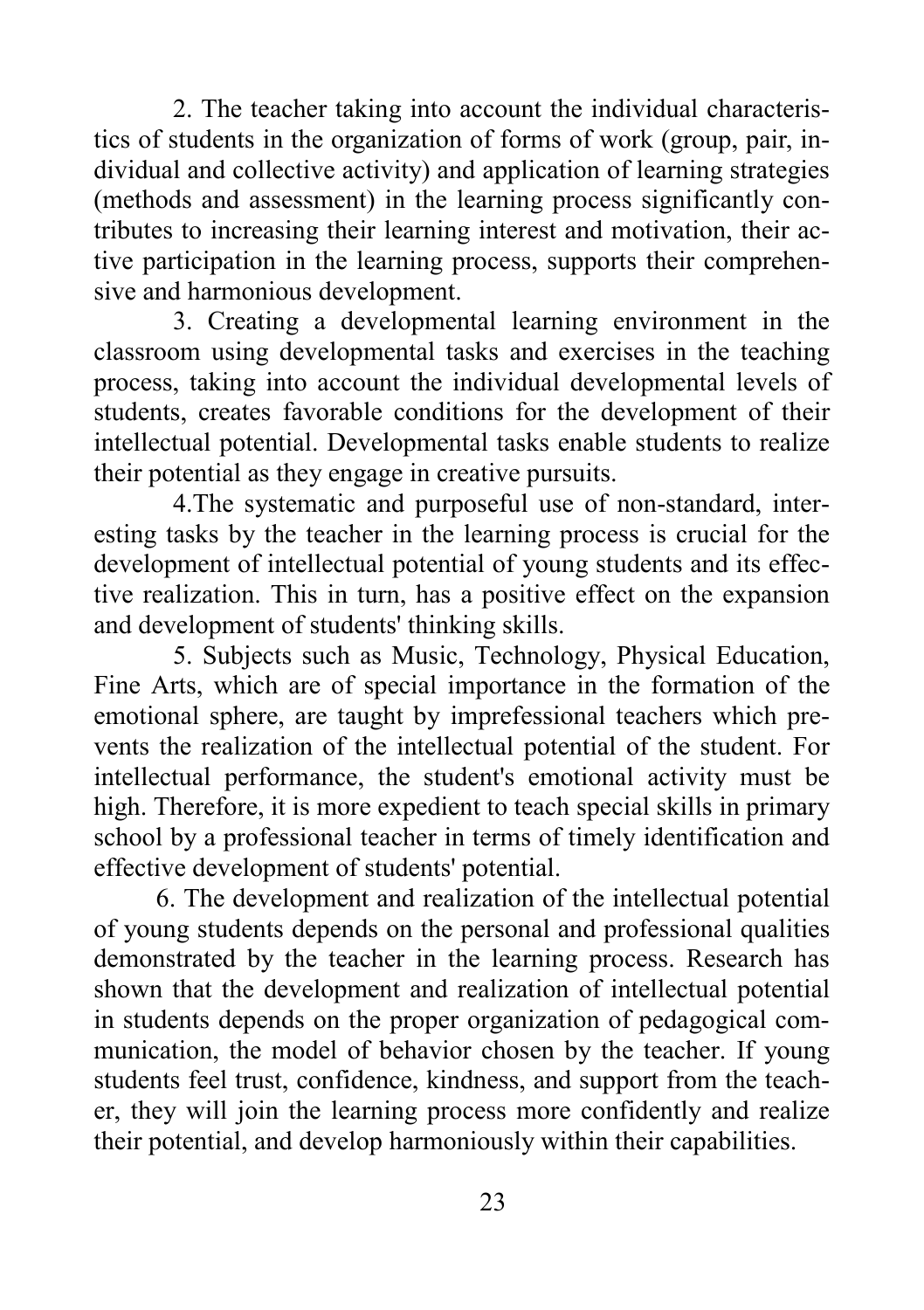2. The teacher taking into account the individual characteristics of students in the organization of forms of work (group, pair, individual and collective activity) and application of learning strategies (methods and assessment) in the learning process significantly contributes to increasing their learning interest and motivation, their active participation in the learning process, supports their comprehensive and harmonious development.

3. Creating a developmental learning environment in the classroom using developmental tasks and exercises in the teaching process, taking into account the individual developmental levels of students, creates favorable conditions for the development of their intellectual potential. Developmental tasks enable students to realize their potential as they engage in creative pursuits.

4.The systematic and purposeful use of non-standard, interesting tasks by the teacher in the learning process is crucial for the development of intellectual potential of young students and its effective realization. This in turn, has a positive effect on the expansion and development of students' thinking skills.

5. Subjects such as Music, Technology, Physical Education, Fine Arts, which are of special importance in the formation of the emotional sphere, are taught by imprefessional teachers which prevents the realization of the intellectual potential of the student. For intellectual performance, the student's emotional activity must be high. Therefore, it is more expedient to teach special skills in primary school by a professional teacher in terms of timely identification and effective development of students' potential.

6. The development and realization of the intellectual potential of young students depends on the personal and professional qualities demonstrated by the teacher in the learning process. Research has shown that the development and realization of intellectual potential in students depends on the proper organization of pedagogical communication, the model of behavior chosen by the teacher. If young students feel trust, confidence, kindness, and support from the teacher, they will join the learning process more confidently and realize their potential, and develop harmoniously within their capabilities.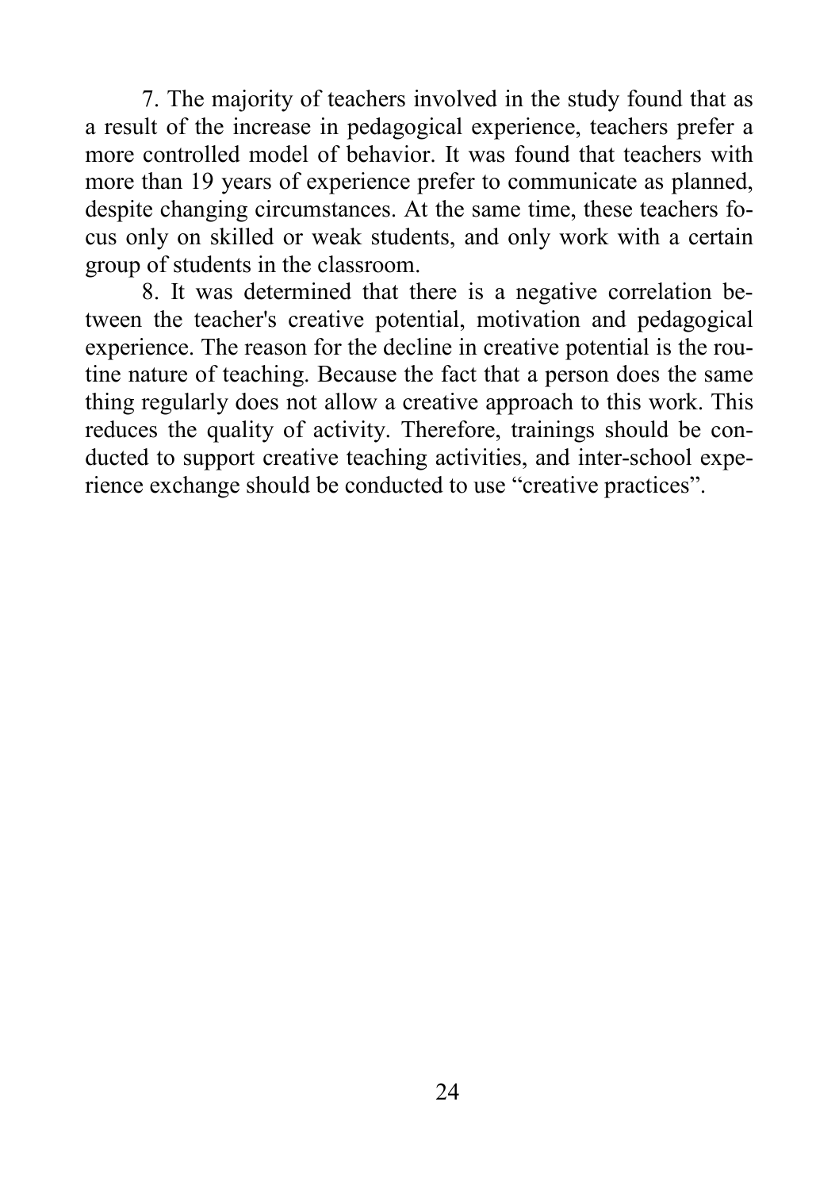7. The majority of teachers involved in the study found that as a result of the increase in pedagogical experience, teachers prefer a more controlled model of behavior. It was found that teachers with more than 19 years of experience prefer to communicate as planned, despite changing circumstances. At the same time, these teachers focus only on skilled or weak students, and only work with a certain group of students in the classroom.

8. It was determined that there is a negative correlation between the teacher's creative potential, motivation and pedagogical experience. The reason for the decline in creative potential is the routine nature of teaching. Because the fact that a person does the same thing regularly does not allow a creative approach to this work. This reduces the quality of activity. Therefore, trainings should be conducted to support creative teaching activities, and inter-school experience exchange should be conducted to use "creative practices".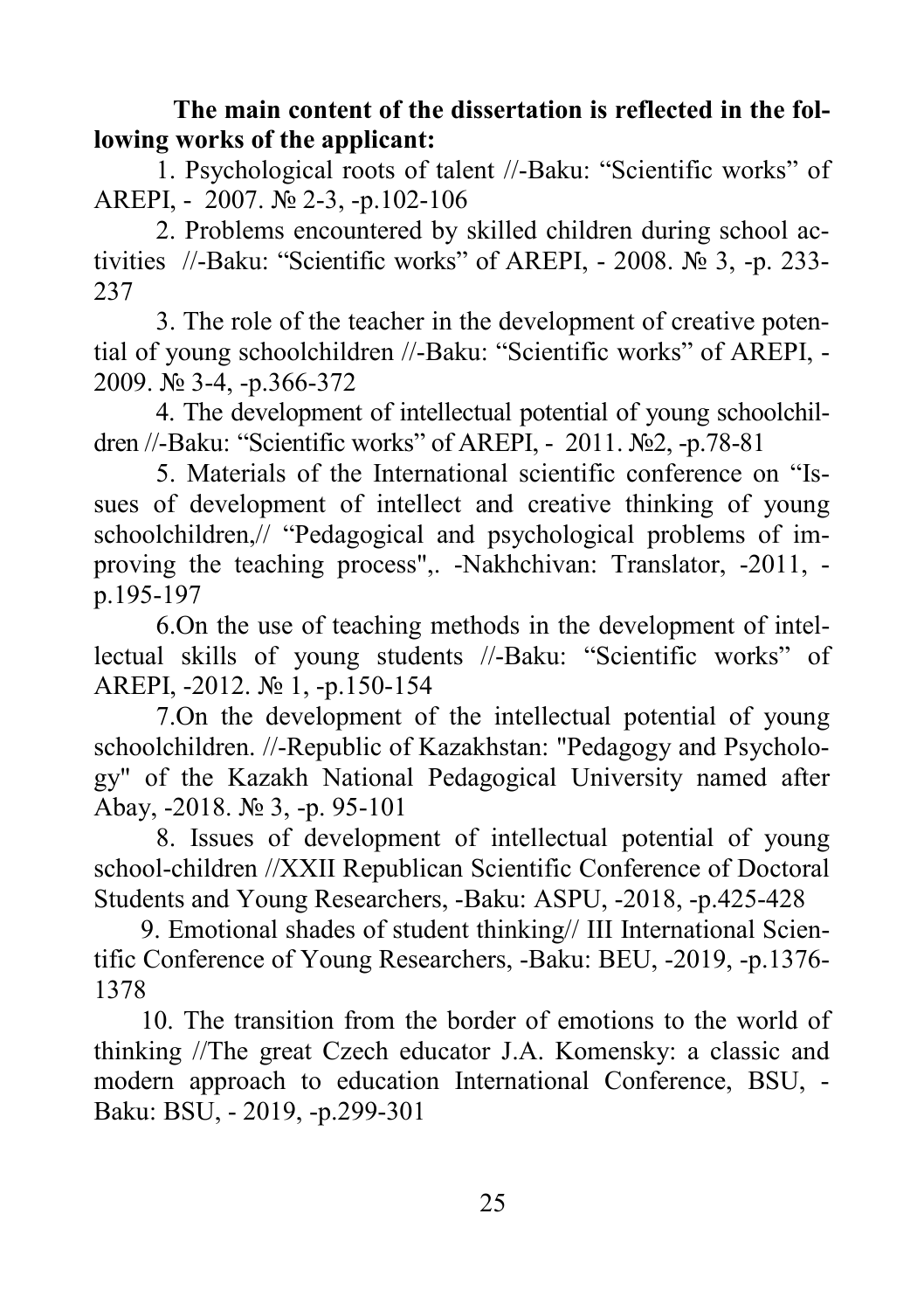**The main content of the dissertation is reflected in the following works of the applicant:**

1. Psychological roots of talent //-Baku: “Scientific works” of AREPI, - 2007. № 2-3, -p.102-106
2. Problems encountered by skilled children during school activities //-Baku: “Scientific works” of AREPI, - 2008. № 3, -p. 233-237
3. The role of the teacher in the development of creative potential of young schoolchildren //-Baku: “Scientific works” of AREPI, -2009. № 3-4, -p.366-372
4. The development of intellectual potential of young schoolchildren //-Baku: “Scientific works” of AREPI, - 2011. №2, -p.78-81
5. Materials of the International scientific conference on “Issues of development of intellect and creative thinking of young schoolchildren,// “Pedagogical and psychological problems of improving the teaching process",. -Nakhchivan: Translator, -2011, -p.195-197
6. On the use of teaching methods in the development of intellectual skills of young students //-Baku: “Scientific works” of AREPI, -2012. № 1, -p.150-154
7. On the development of the intellectual potential of young schoolchildren. //-Republic of Kazakhstan: "Pedagogy and Psychology" of the Kazakh National Pedagogical University named after Abay, -2018. № 3, -p. 95-101
8. Issues of development of intellectual potential of young school-children //XXII Republican Scientific Conference of Doctoral Students and Young Researchers, -Baku: ASPU, -2018, -p.425-428
9. Emotional shades of student thinking// III International Scientific Conference of Young Researchers, -Baku: BEU, -2019, -p.1376-1378
10. The transition from the border of emotions to the world of thinking //The great Czech educator J.A. Komensky: a classic and modern approach to education International Conference, BSU, -Baku: BSU, - 2019, -p.299-301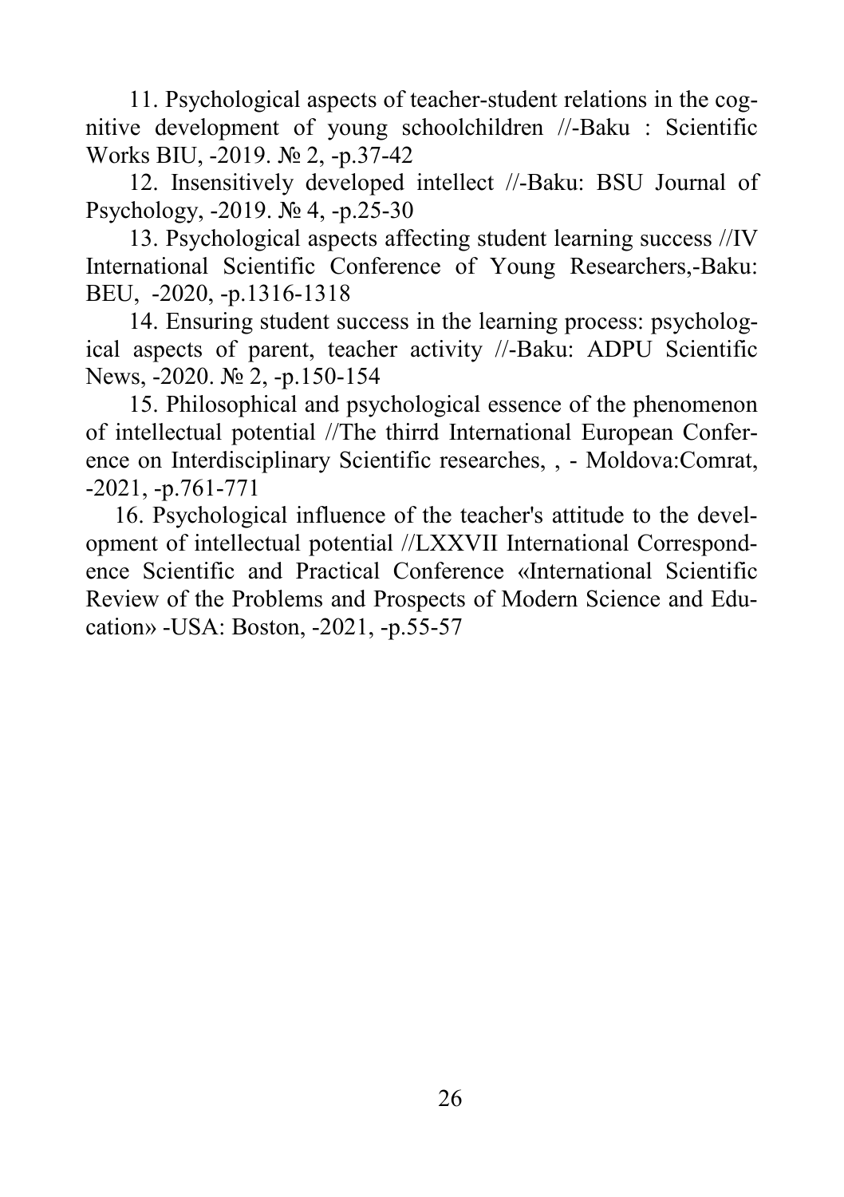11. Psychological aspects of teacher-student relations in the cognitive development of young schoolchildren //-Baku : Scientific Works BIU, -2019. № 2, -p.37-42

12. Insensitively developed intellect //-Baku: BSU Journal of Psychology, -2019. № 4, -p.25-30

13. Psychological aspects affecting student learning success //IV International Scientific Conference of Young Researchers,-Baku: BEU, -2020, -p.1316-1318

14. Ensuring student success in the learning process: psychological aspects of parent, teacher activity //-Baku: ADPU Scientific News, -2020. № 2, -p.150-154

15. Philosophical and psychological essence of the phenomenon of intellectual potential //The thirrd International European Conference on Interdisciplinary Scientific researches, , - Moldova:Comrat, -2021, -p.761-771

16. Psychological influence of the teacher's attitude to the development of intellectual potential //LXXVII International Correspondence Scientific and Practical Conference «International Scientific Review of the Problems and Prospects of Modern Science and Education» -USA: Boston, -2021, -p.55-57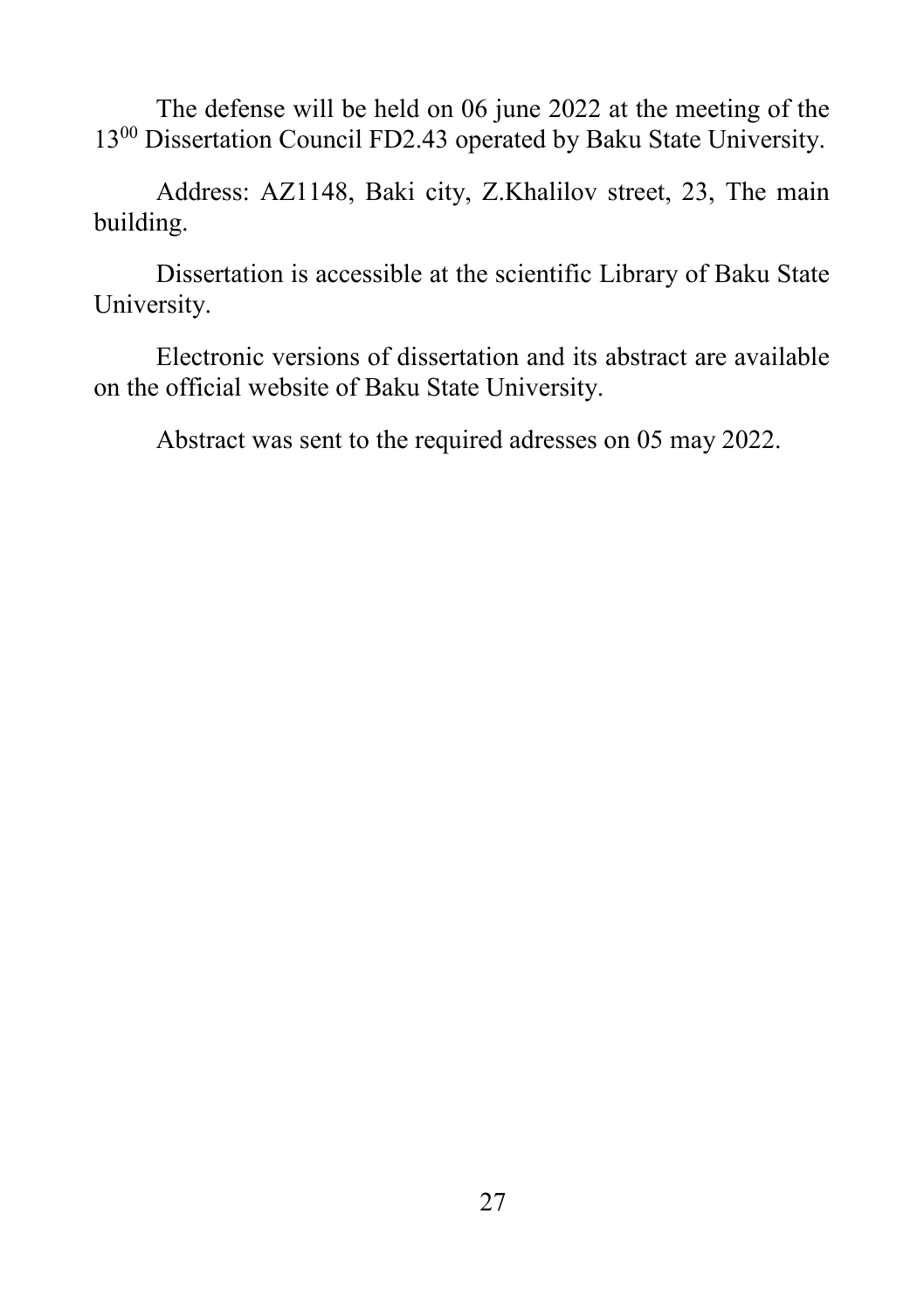The defense will be held on 06 june 2022 at the meeting of the $13^{00}$ Dissertation Council FD2.43 operated by Baku State University.

Address: AZ1148, Baki city, Z.Khalilov street, 23, The main building.

Dissertation is accessible at the scientific Library of Baku State University.

Electronic versions of dissertation and its abstract are available on the official website of Baku State University.

Abstract was sent to the required adresses on 05 may 2022.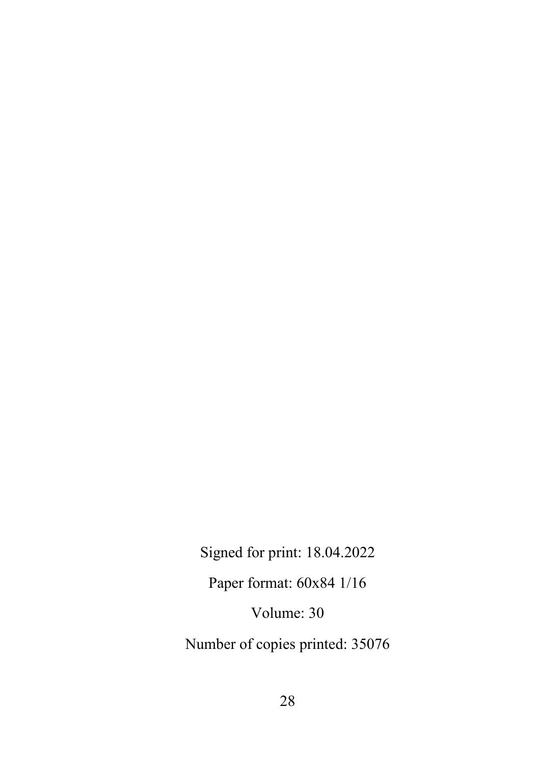Signed for print: 18.04.2022

Paper format: 60x84 1/16

Volume: 30

Number of copies printed: 35076